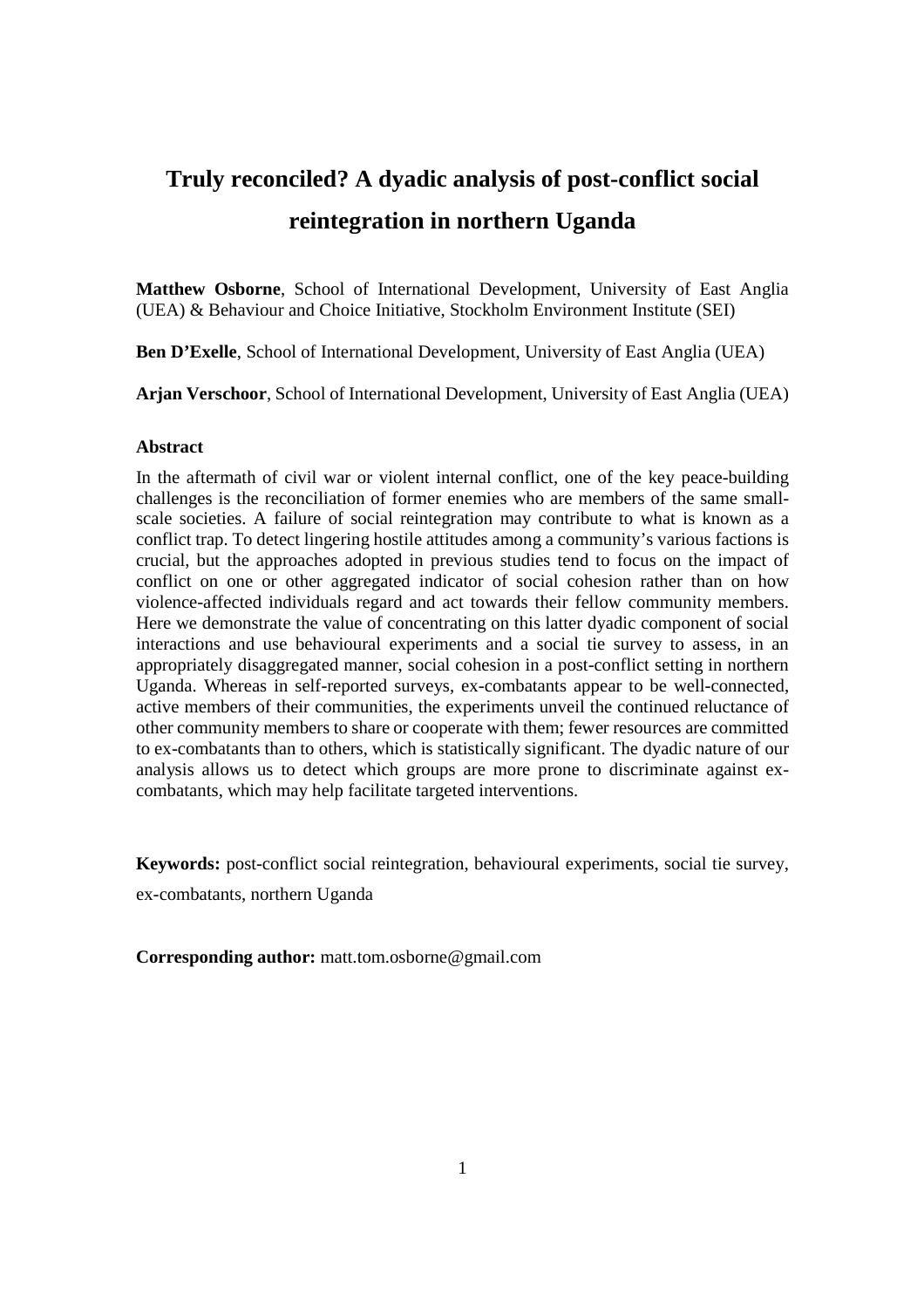# Truly reconciled? A dyadic analysis of post-conflict social reintegration in northern Uganda

**Matthew Osborne**, School of International Development, University of East Anglia (UEA) & Behaviour and Choice Initiative, Stockholm Environment Institute (SEI)

**Ben D'Exelle**, School of International Development, University of East Anglia (UEA)

**Arjan Verschoor**, School of International Development, University of East Anglia (UEA)

### Abstract

In the aftermath of civil war or violent internal conflict, one of the key peace-building challenges is the reconciliation of former enemies who are members of the same small-scale societies. A failure of social reintegration may contribute to what is known as a conflict trap. To detect lingering hostile attitudes among a community's various factions is crucial, but the approaches adopted in previous studies tend to focus on the impact of conflict on one or other aggregated indicator of social cohesion rather than on how violence-affected individuals regard and act towards their fellow community members. Here we demonstrate the value of concentrating on this latter dyadic component of social interactions and use behavioural experiments and a social tie survey to assess, in an appropriately disaggregated manner, social cohesion in a post-conflict setting in northern Uganda. Whereas in self-reported surveys, ex-combatants appear to be well-connected, active members of their communities, the experiments unveil the continued reluctance of other community members to share or cooperate with them; fewer resources are committed to ex-combatants than to others, which is statistically significant. The dyadic nature of our analysis allows us to detect which groups are more prone to discriminate against ex-combatants, which may help facilitate targeted interventions.

**Keywords:** post-conflict social reintegration, behavioural experiments, social tie survey, ex-combatants, northern Uganda

**Corresponding author:** matt.tom.osborne@gmail.com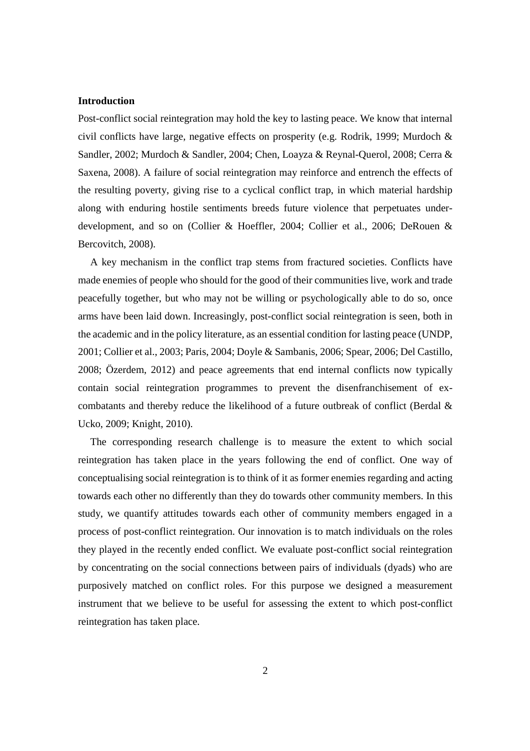**Introduction**

Post-conflict social reintegration may hold the key to lasting peace. We know that internal civil conflicts have large, negative effects on prosperity (e.g. Rodrik, 1999; Murdoch & Sandler, 2002; Murdoch & Sandler, 2004; Chen, Loayza & Reynal-Querol, 2008; Cerra & Saxena, 2008). A failure of social reintegration may reinforce and entrench the effects of the resulting poverty, giving rise to a cyclical conflict trap, in which material hardship along with enduring hostile sentiments breeds future violence that perpetuates under-development, and so on (Collier & Hoeffler, 2004; Collier et al., 2006; DeRouen & Bercovitch, 2008).

A key mechanism in the conflict trap stems from fractured societies. Conflicts have made enemies of people who should for the good of their communities live, work and trade peacefully together, but who may not be willing or psychologically able to do so, once arms have been laid down. Increasingly, post-conflict social reintegration is seen, both in the academic and in the policy literature, as an essential condition for lasting peace (UNDP, 2001; Collier et al., 2003; Paris, 2004; Doyle & Sambanis, 2006; Spear, 2006; Del Castillo, 2008; Özerdem, 2012) and peace agreements that end internal conflicts now typically contain social reintegration programmes to prevent the disenfranchisement of ex-combatants and thereby reduce the likelihood of a future outbreak of conflict (Berdal & Ucko, 2009; Knight, 2010).

The corresponding research challenge is to measure the extent to which social reintegration has taken place in the years following the end of conflict. One way of conceptualising social reintegration is to think of it as former enemies regarding and acting towards each other no differently than they do towards other community members. In this study, we quantify attitudes towards each other of community members engaged in a process of post-conflict reintegration. Our innovation is to match individuals on the roles they played in the recently ended conflict. We evaluate post-conflict social reintegration by concentrating on the social connections between pairs of individuals (dyads) who are purposively matched on conflict roles. For this purpose we designed a measurement instrument that we believe to be useful for assessing the extent to which post-conflict reintegration has taken place.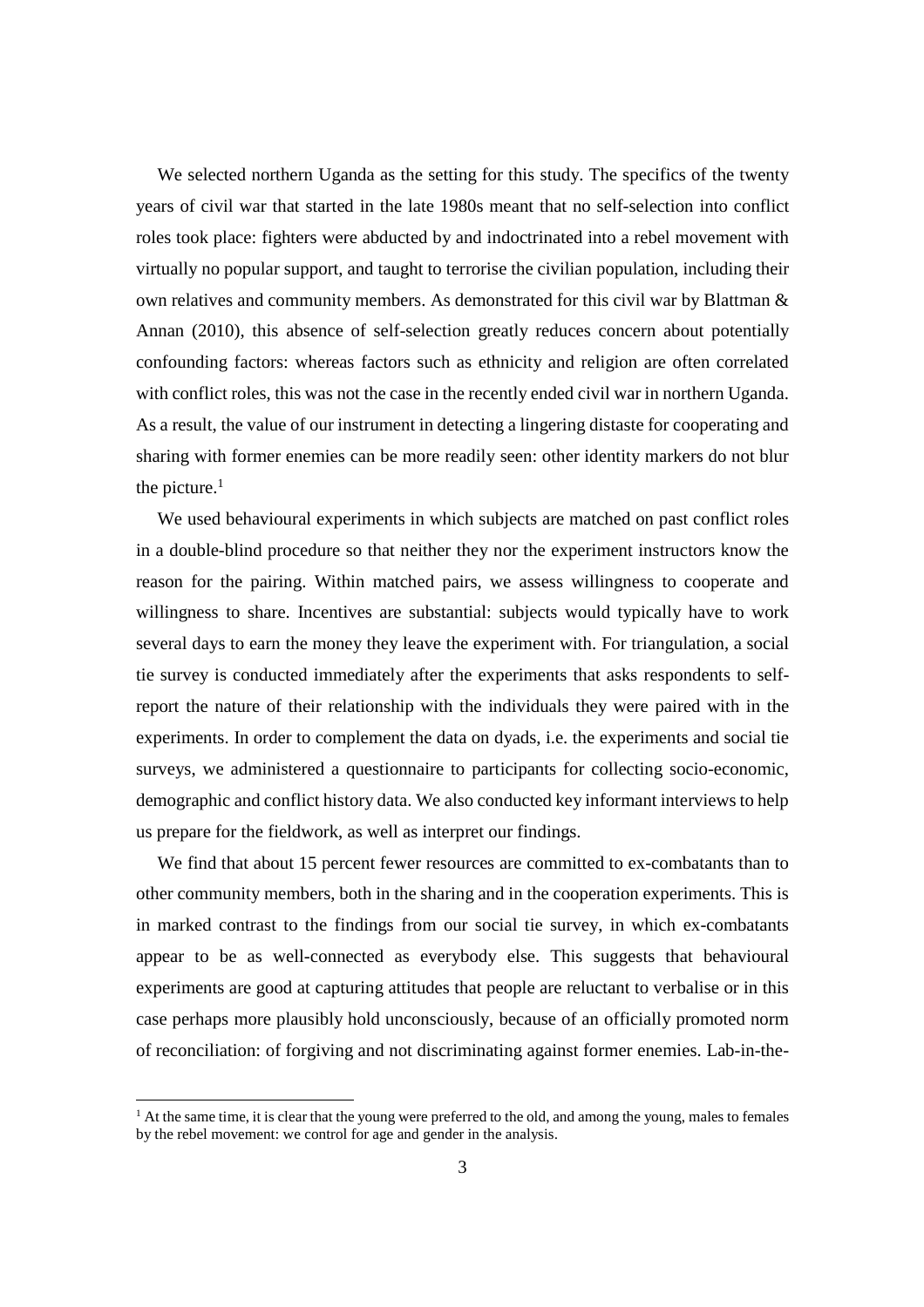We selected northern Uganda as the setting for this study. The specifics of the twenty years of civil war that started in the late 1980s meant that no self-selection into conflict roles took place: fighters were abducted by and indoctrinated into a rebel movement with virtually no popular support, and taught to terrorise the civilian population, including their own relatives and community members. As demonstrated for this civil war by Blattman & Annan (2010), this absence of self-selection greatly reduces concern about potentially confounding factors: whereas factors such as ethnicity and religion are often correlated with conflict roles, this was not the case in the recently ended civil war in northern Uganda. As a result, the value of our instrument in detecting a lingering distaste for cooperating and sharing with former enemies can be more readily seen: other identity markers do not blur the picture.[1]

We used behavioural experiments in which subjects are matched on past conflict roles in a double-blind procedure so that neither they nor the experiment instructors know the reason for the pairing. Within matched pairs, we assess willingness to cooperate and willingness to share. Incentives are substantial: subjects would typically have to work several days to earn the money they leave the experiment with. For triangulation, a social tie survey is conducted immediately after the experiments that asks respondents to self-report the nature of their relationship with the individuals they were paired with in the experiments. In order to complement the data on dyads, i.e. the experiments and social tie surveys, we administered a questionnaire to participants for collecting socio-economic, demographic and conflict history data. We also conducted key informant interviews to help us prepare for the fieldwork, as well as interpret our findings.

We find that about 15 percent fewer resources are committed to ex-combatants than to other community members, both in the sharing and in the cooperation experiments. This is in marked contrast to the findings from our social tie survey, in which ex-combatants appear to be as well-connected as everybody else. This suggests that behavioural experiments are good at capturing attitudes that people are reluctant to verbalise or in this case perhaps more plausibly hold unconsciously, because of an officially promoted norm of reconciliation: of forgiving and not discriminating against former enemies. Lab-in-the-

[1] At the same time, it is clear that the young were preferred to the old, and among the young, males to females by the rebel movement: we control for age and gender in the analysis.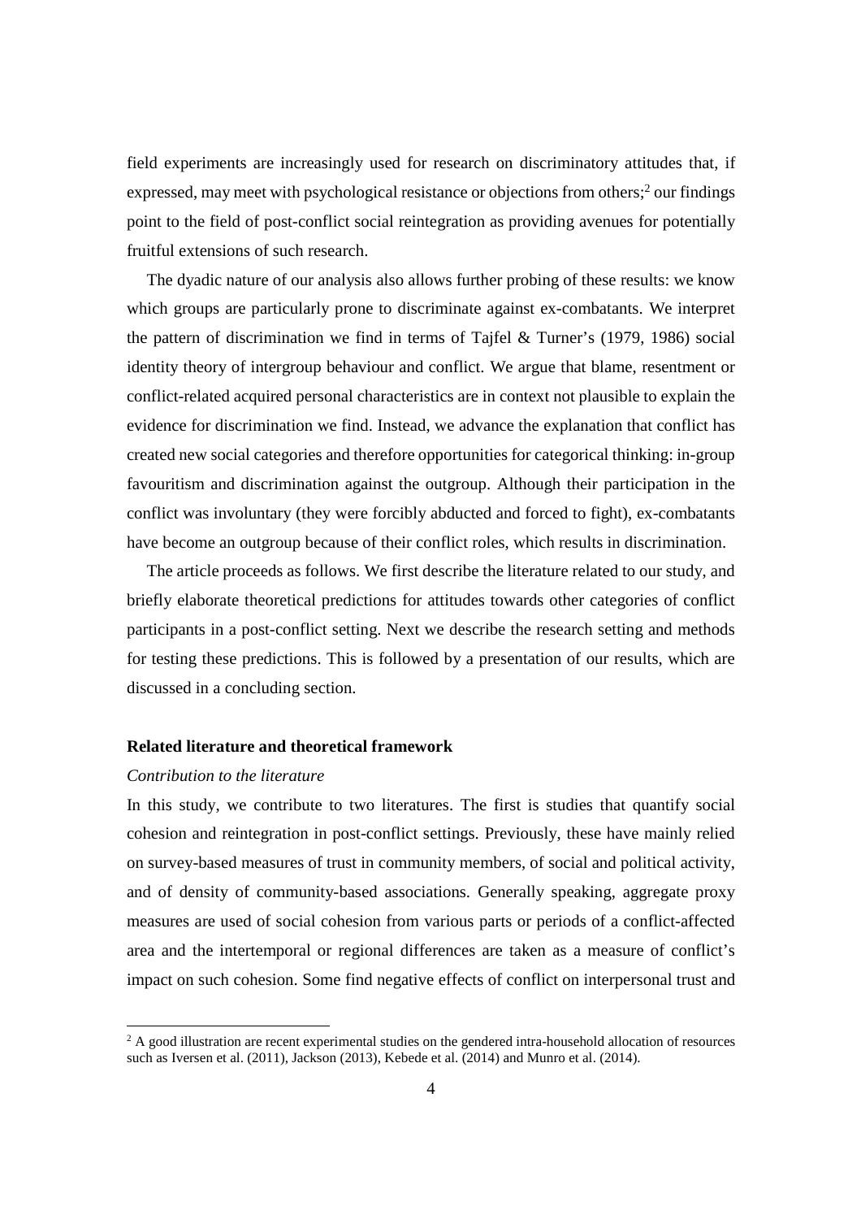field experiments are increasingly used for research on discriminatory attitudes that, if expressed, may meet with psychological resistance or objections from others;[2] our findings point to the field of post-conflict social reintegration as providing avenues for potentially fruitful extensions of such research.

The dyadic nature of our analysis also allows further probing of these results: we know which groups are particularly prone to discriminate against ex-combatants. We interpret the pattern of discrimination we find in terms of Tajfel & Turner's (1979, 1986) social identity theory of intergroup behaviour and conflict. We argue that blame, resentment or conflict-related acquired personal characteristics are in context not plausible to explain the evidence for discrimination we find. Instead, we advance the explanation that conflict has created new social categories and therefore opportunities for categorical thinking: in-group favouritism and discrimination against the outgroup. Although their participation in the conflict was involuntary (they were forcibly abducted and forced to fight), ex-combatants have become an outgroup because of their conflict roles, which results in discrimination.

The article proceeds as follows. We first describe the literature related to our study, and briefly elaborate theoretical predictions for attitudes towards other categories of conflict participants in a post-conflict setting. Next we describe the research setting and methods for testing these predictions. This is followed by a presentation of our results, which are discussed in a concluding section.

**Related literature and theoretical framework**

*Contribution to the literature*

In this study, we contribute to two literatures. The first is studies that quantify social cohesion and reintegration in post-conflict settings. Previously, these have mainly relied on survey-based measures of trust in community members, of social and political activity, and of density of community-based associations. Generally speaking, aggregate proxy measures are used of social cohesion from various parts or periods of a conflict-affected area and the intertemporal or regional differences are taken as a measure of conflict's impact on such cohesion. Some find negative effects of conflict on interpersonal trust and

[2] A good illustration are recent experimental studies on the gendered intra-household allocation of resources such as Iversen et al. (2011), Jackson (2013), Kebede et al. (2014) and Munro et al. (2014).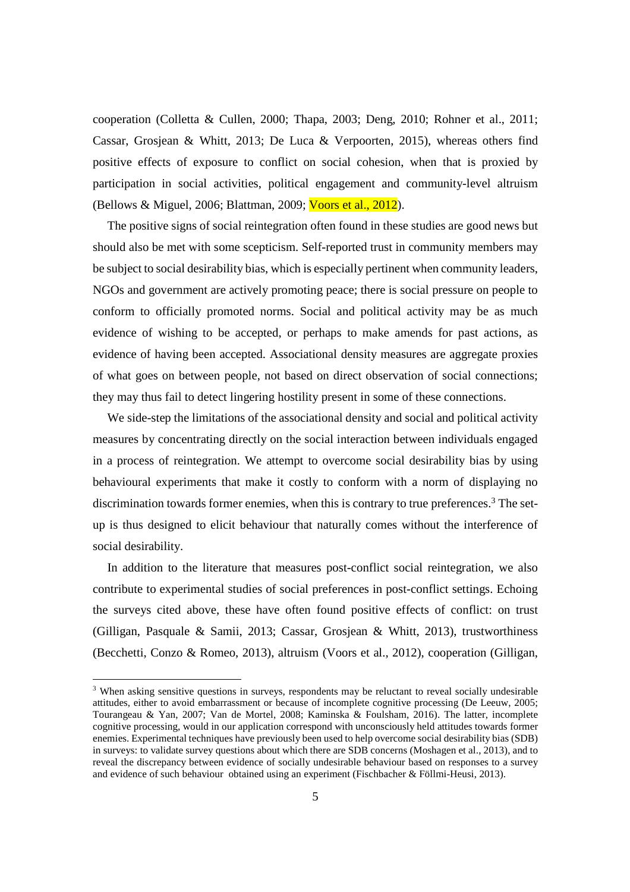cooperation (Colletta & Cullen, 2000; Thapa, 2003; Deng, 2010; Rohner et al., 2011; Cassar, Grosjean & Whitt, 2013; De Luca & Verpoorten, 2015), whereas others find positive effects of exposure to conflict on social cohesion, when that is proxied by participation in social activities, political engagement and community-level altruism (Bellows & Miguel, 2006; Blattman, 2009; Voors et al., 2012).

The positive signs of social reintegration often found in these studies are good news but should also be met with some scepticism. Self-reported trust in community members may be subject to social desirability bias, which is especially pertinent when community leaders, NGOs and government are actively promoting peace; there is social pressure on people to conform to officially promoted norms. Social and political activity may be as much evidence of wishing to be accepted, or perhaps to make amends for past actions, as evidence of having been accepted. Associational density measures are aggregate proxies of what goes on between people, not based on direct observation of social connections; they may thus fail to detect lingering hostility present in some of these connections.

We side-step the limitations of the associational density and social and political activity measures by concentrating directly on the social interaction between individuals engaged in a process of reintegration. We attempt to overcome social desirability bias by using behavioural experiments that make it costly to conform with a norm of displaying no discrimination towards former enemies, when this is contrary to true preferences.[3] The set-up is thus designed to elicit behaviour that naturally comes without the interference of social desirability.

In addition to the literature that measures post-conflict social reintegration, we also contribute to experimental studies of social preferences in post-conflict settings. Echoing the surveys cited above, these have often found positive effects of conflict: on trust (Gilligan, Pasquale & Samii, 2013; Cassar, Grosjean & Whitt, 2013), trustworthiness (Becchetti, Conzo & Romeo, 2013), altruism (Voors et al., 2012), cooperation (Gilligan,

[3] When asking sensitive questions in surveys, respondents may be reluctant to reveal socially undesirable attitudes, either to avoid embarrassment or because of incomplete cognitive processing (De Leeuw, 2005; Tourangeau & Yan, 2007; Van de Mortel, 2008; Kaminska & Foulsham, 2016). The latter, incomplete cognitive processing, would in our application correspond with unconsciously held attitudes towards former enemies. Experimental techniques have previously been used to help overcome social desirability bias (SDB) in surveys: to validate survey questions about which there are SDB concerns (Moshagen et al., 2013), and to reveal the discrepancy between evidence of socially undesirable behaviour based on responses to a survey and evidence of such behaviour obtained using an experiment (Fischbacher & Föllmi-Heusi, 2013).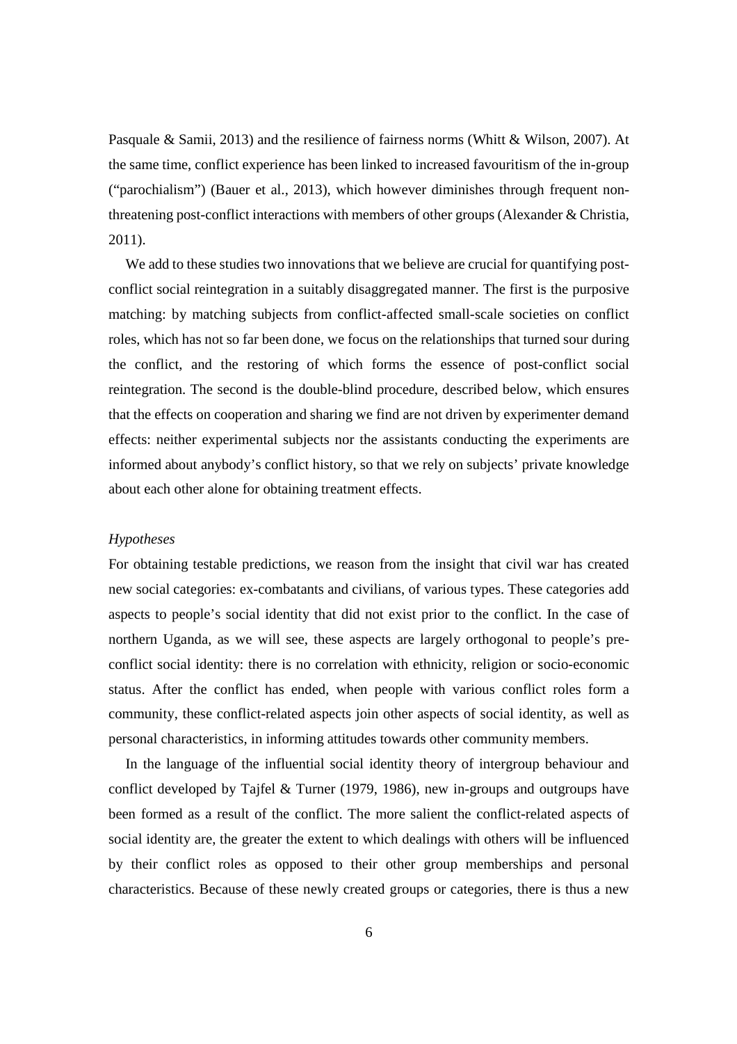Pasquale & Samii, 2013) and the resilience of fairness norms (Whitt & Wilson, 2007). At the same time, conflict experience has been linked to increased favouritism of the in-group ("parochialism") (Bauer et al., 2013), which however diminishes through frequent non-threatening post-conflict interactions with members of other groups (Alexander & Christia, 2011).

We add to these studies two innovations that we believe are crucial for quantifying post-conflict social reintegration in a suitably disaggregated manner. The first is the purposive matching: by matching subjects from conflict-affected small-scale societies on conflict roles, which has not so far been done, we focus on the relationships that turned sour during the conflict, and the restoring of which forms the essence of post-conflict social reintegration. The second is the double-blind procedure, described below, which ensures that the effects on cooperation and sharing we find are not driven by experimenter demand effects: neither experimental subjects nor the assistants conducting the experiments are informed about anybody's conflict history, so that we rely on subjects' private knowledge about each other alone for obtaining treatment effects.

*Hypotheses*

For obtaining testable predictions, we reason from the insight that civil war has created new social categories: ex-combatants and civilians, of various types. These categories add aspects to people's social identity that did not exist prior to the conflict. In the case of northern Uganda, as we will see, these aspects are largely orthogonal to people's pre-conflict social identity: there is no correlation with ethnicity, religion or socio-economic status. After the conflict has ended, when people with various conflict roles form a community, these conflict-related aspects join other aspects of social identity, as well as personal characteristics, in informing attitudes towards other community members.

In the language of the influential social identity theory of intergroup behaviour and conflict developed by Tajfel & Turner (1979, 1986), new in-groups and outgroups have been formed as a result of the conflict. The more salient the conflict-related aspects of social identity are, the greater the extent to which dealings with others will be influenced by their conflict roles as opposed to their other group memberships and personal characteristics. Because of these newly created groups or categories, there is thus a new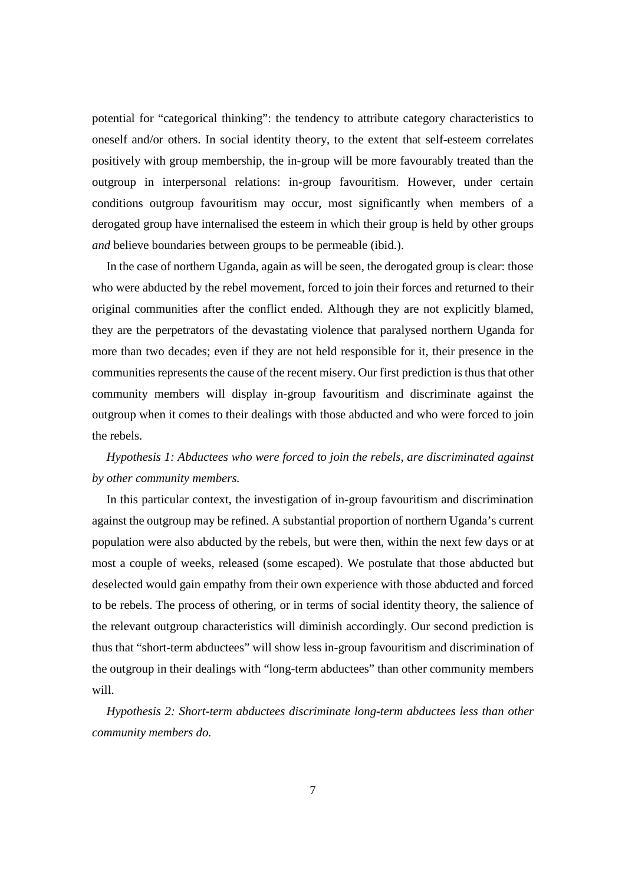potential for "categorical thinking": the tendency to attribute category characteristics to oneself and/or others. In social identity theory, to the extent that self-esteem correlates positively with group membership, the in-group will be more favourably treated than the outgroup in interpersonal relations: in-group favouritism. However, under certain conditions outgroup favouritism may occur, most significantly when members of a derogated group have internalised the esteem in which their group is held by other groups *and* believe boundaries between groups to be permeable (ibid.).

In the case of northern Uganda, again as will be seen, the derogated group is clear: those who were abducted by the rebel movement, forced to join their forces and returned to their original communities after the conflict ended. Although they are not explicitly blamed, they are the perpetrators of the devastating violence that paralysed northern Uganda for more than two decades; even if they are not held responsible for it, their presence in the communities represents the cause of the recent misery. Our first prediction is thus that other community members will display in-group favouritism and discriminate against the outgroup when it comes to their dealings with those abducted and who were forced to join the rebels.

*Hypothesis 1: Abductees who were forced to join the rebels, are discriminated against by other community members.*

In this particular context, the investigation of in-group favouritism and discrimination against the outgroup may be refined. A substantial proportion of northern Uganda's current population were also abducted by the rebels, but were then, within the next few days or at most a couple of weeks, released (some escaped). We postulate that those abducted but deselected would gain empathy from their own experience with those abducted and forced to be rebels. The process of othering, or in terms of social identity theory, the salience of the relevant outgroup characteristics will diminish accordingly. Our second prediction is thus that "short-term abductees" will show less in-group favouritism and discrimination of the outgroup in their dealings with "long-term abductees" than other community members will.

*Hypothesis 2: Short-term abductees discriminate long-term abductees less than other community members do.*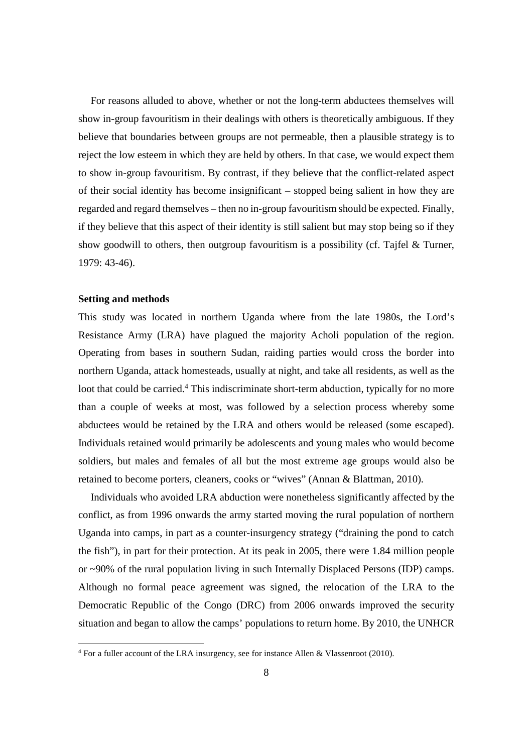For reasons alluded to above, whether or not the long-term abductees themselves will show in-group favouritism in their dealings with others is theoretically ambiguous. If they believe that boundaries between groups are not permeable, then a plausible strategy is to reject the low esteem in which they are held by others. In that case, we would expect them to show in-group favouritism. By contrast, if they believe that the conflict-related aspect of their social identity has become insignificant – stopped being salient in how they are regarded and regard themselves – then no in-group favouritism should be expected. Finally, if they believe that this aspect of their identity is still salient but may stop being so if they show goodwill to others, then outgroup favouritism is a possibility (cf. Tajfel & Turner, 1979: 43-46).

### Setting and methods

This study was located in northern Uganda where from the late 1980s, the Lord's Resistance Army (LRA) have plagued the majority Acholi population of the region. Operating from bases in southern Sudan, raiding parties would cross the border into northern Uganda, attack homesteads, usually at night, and take all residents, as well as the loot that could be carried.[4] This indiscriminate short-term abduction, typically for no more than a couple of weeks at most, was followed by a selection process whereby some abductees would be retained by the LRA and others would be released (some escaped). Individuals retained would primarily be adolescents and young males who would become soldiers, but males and females of all but the most extreme age groups would also be retained to become porters, cleaners, cooks or "wives" (Annan & Blattman, 2010).

Individuals who avoided LRA abduction were nonetheless significantly affected by the conflict, as from 1996 onwards the army started moving the rural population of northern Uganda into camps, in part as a counter-insurgency strategy ("draining the pond to catch the fish"), in part for their protection. At its peak in 2005, there were 1.84 million people or ~90% of the rural population living in such Internally Displaced Persons (IDP) camps. Although no formal peace agreement was signed, the relocation of the LRA to the Democratic Republic of the Congo (DRC) from 2006 onwards improved the security situation and began to allow the camps' populations to return home. By 2010, the UNHCR

[4] For a fuller account of the LRA insurgency, see for instance Allen & Vlassenroot (2010).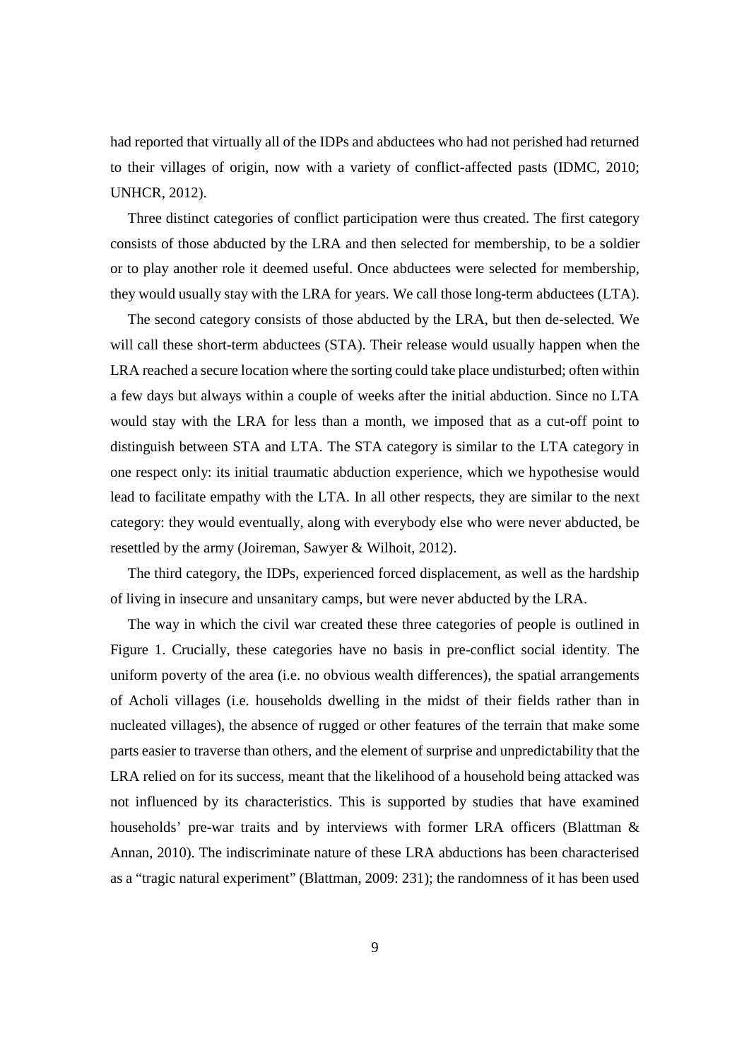had reported that virtually all of the IDPs and abductees who had not perished had returned to their villages of origin, now with a variety of conflict-affected pasts (IDMC, 2010; UNHCR, 2012).

Three distinct categories of conflict participation were thus created. The first category consists of those abducted by the LRA and then selected for membership, to be a soldier or to play another role it deemed useful. Once abductees were selected for membership, they would usually stay with the LRA for years. We call those long-term abductees (LTA).

The second category consists of those abducted by the LRA, but then de-selected. We will call these short-term abductees (STA). Their release would usually happen when the LRA reached a secure location where the sorting could take place undisturbed; often within a few days but always within a couple of weeks after the initial abduction. Since no LTA would stay with the LRA for less than a month, we imposed that as a cut-off point to distinguish between STA and LTA. The STA category is similar to the LTA category in one respect only: its initial traumatic abduction experience, which we hypothesise would lead to facilitate empathy with the LTA. In all other respects, they are similar to the next category: they would eventually, along with everybody else who were never abducted, be resettled by the army (Joireman, Sawyer & Wilhoit, 2012).

The third category, the IDPs, experienced forced displacement, as well as the hardship of living in insecure and unsanitary camps, but were never abducted by the LRA.

The way in which the civil war created these three categories of people is outlined in Figure 1. Crucially, these categories have no basis in pre-conflict social identity. The uniform poverty of the area (i.e. no obvious wealth differences), the spatial arrangements of Acholi villages (i.e. households dwelling in the midst of their fields rather than in nucleated villages), the absence of rugged or other features of the terrain that make some parts easier to traverse than others, and the element of surprise and unpredictability that the LRA relied on for its success, meant that the likelihood of a household being attacked was not influenced by its characteristics. This is supported by studies that have examined households' pre-war traits and by interviews with former LRA officers (Blattman & Annan, 2010). The indiscriminate nature of these LRA abductions has been characterised as a "tragic natural experiment" (Blattman, 2009: 231); the randomness of it has been used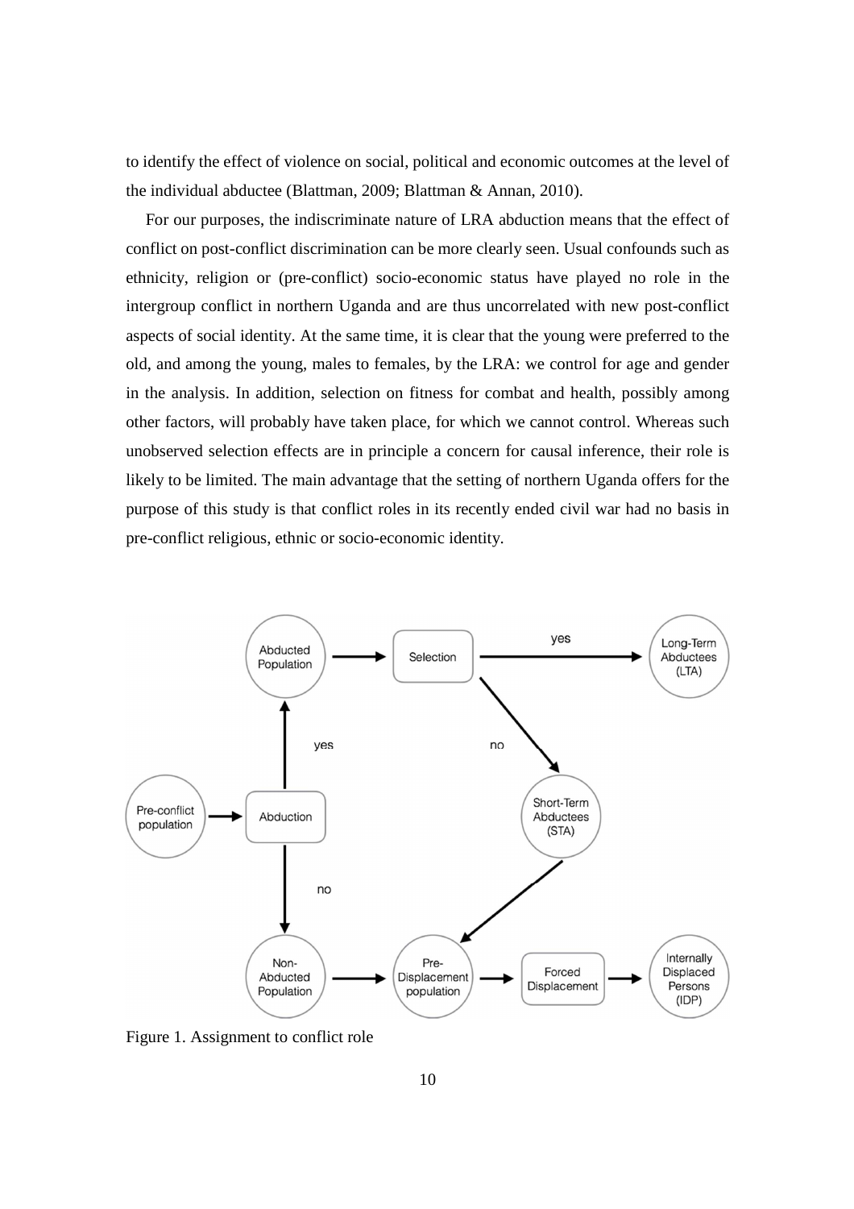to identify the effect of violence on social, political and economic outcomes at the level of the individual abductee (Blattman, 2009; Blattman & Annan, 2010).

For our purposes, the indiscriminate nature of LRA abduction means that the effect of conflict on post-conflict discrimination can be more clearly seen. Usual confounds such as ethnicity, religion or (pre-conflict) socio-economic status have played no role in the intergroup conflict in northern Uganda and are thus uncorrelated with new post-conflict aspects of social identity. At the same time, it is clear that the young were preferred to the old, and among the young, males to females, by the LRA: we control for age and gender in the analysis. In addition, selection on fitness for combat and health, possibly among other factors, will probably have taken place, for which we cannot control. Whereas such unobserved selection effects are in principle a concern for causal inference, their role is likely to be limited. The main advantage that the setting of northern Uganda offers for the purpose of this study is that conflict roles in its recently ended civil war had no basis in pre-conflict religious, ethnic or socio-economic identity.

Figure 1. Assignment to conflict role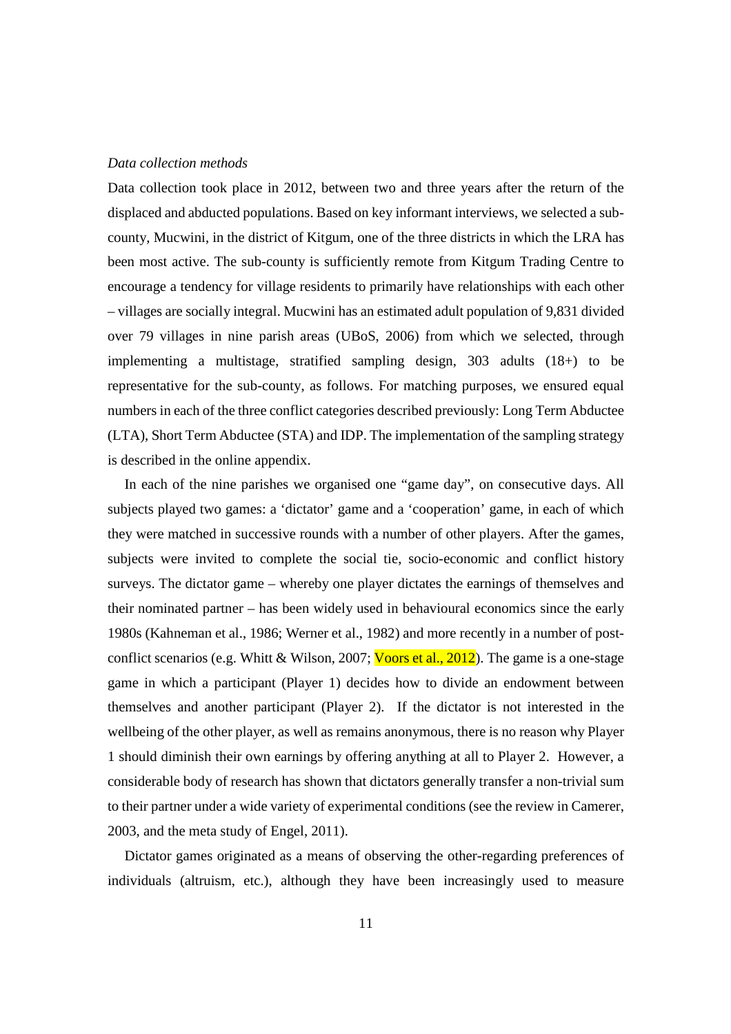*Data collection methods*

Data collection took place in 2012, between two and three years after the return of the displaced and abducted populations. Based on key informant interviews, we selected a sub-county, Mucwini, in the district of Kitgum, one of the three districts in which the LRA has been most active. The sub-county is sufficiently remote from Kitgum Trading Centre to encourage a tendency for village residents to primarily have relationships with each other – villages are socially integral. Mucwini has an estimated adult population of 9,831 divided over 79 villages in nine parish areas (UBoS, 2006) from which we selected, through implementing a multistage, stratified sampling design, 303 adults (18+) to be representative for the sub-county, as follows. For matching purposes, we ensured equal numbers in each of the three conflict categories described previously: Long Term Abductee (LTA), Short Term Abductee (STA) and IDP. The implementation of the sampling strategy is described in the online appendix.

In each of the nine parishes we organised one "game day", on consecutive days. All subjects played two games: a 'dictator' game and a 'cooperation' game, in each of which they were matched in successive rounds with a number of other players. After the games, subjects were invited to complete the social tie, socio-economic and conflict history surveys. The dictator game – whereby one player dictates the earnings of themselves and their nominated partner – has been widely used in behavioural economics since the early 1980s (Kahneman et al., 1986; Werner et al., 1982) and more recently in a number of post-conflict scenarios (e.g. Whitt & Wilson, 2007; Voors et al., 2012). The game is a one-stage game in which a participant (Player 1) decides how to divide an endowment between themselves and another participant (Player 2). If the dictator is not interested in the wellbeing of the other player, as well as remains anonymous, there is no reason why Player 1 should diminish their own earnings by offering anything at all to Player 2. However, a considerable body of research has shown that dictators generally transfer a non-trivial sum to their partner under a wide variety of experimental conditions (see the review in Camerer, 2003, and the meta study of Engel, 2011).

Dictator games originated as a means of observing the other-regarding preferences of individuals (altruism, etc.), although they have been increasingly used to measure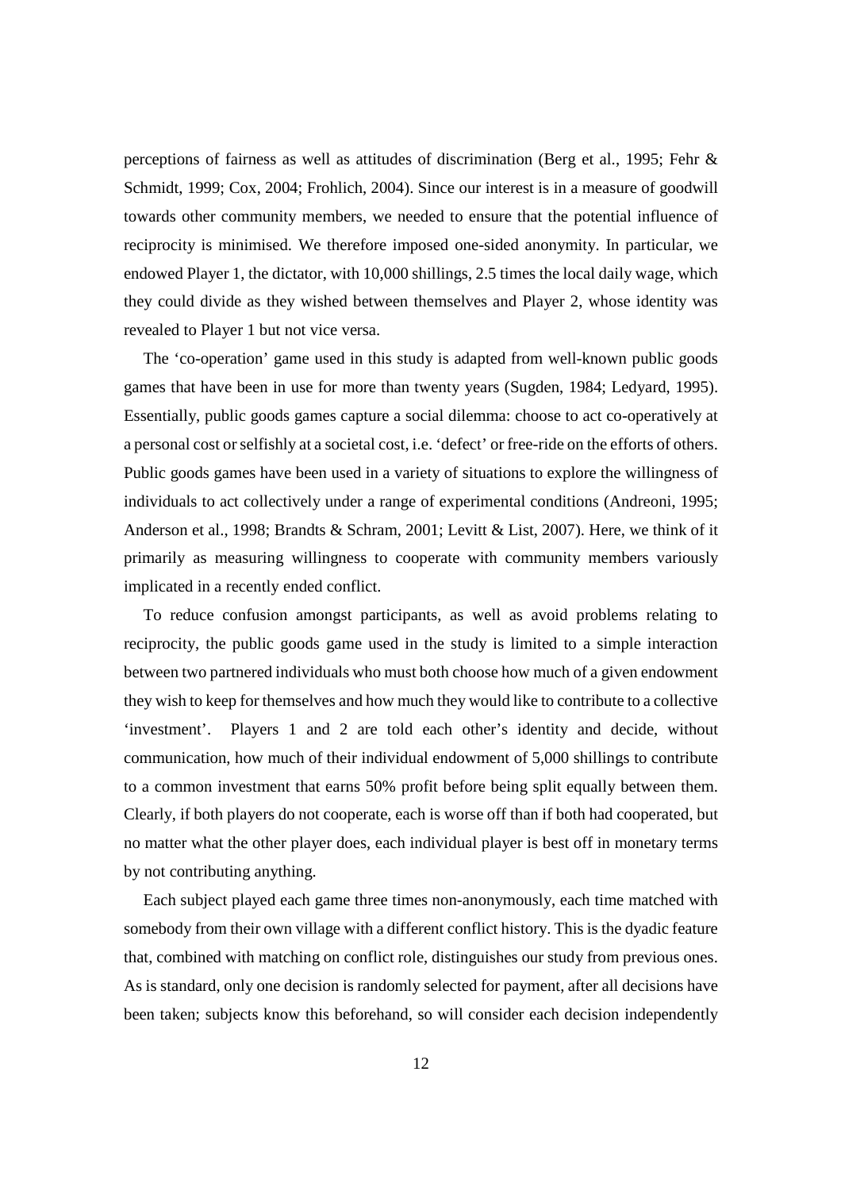perceptions of fairness as well as attitudes of discrimination (Berg et al., 1995; Fehr & Schmidt, 1999; Cox, 2004; Frohlich, 2004). Since our interest is in a measure of goodwill towards other community members, we needed to ensure that the potential influence of reciprocity is minimised. We therefore imposed one-sided anonymity. In particular, we endowed Player 1, the dictator, with 10,000 shillings, 2.5 times the local daily wage, which they could divide as they wished between themselves and Player 2, whose identity was revealed to Player 1 but not vice versa.

The 'co-operation' game used in this study is adapted from well-known public goods games that have been in use for more than twenty years (Sugden, 1984; Ledyard, 1995). Essentially, public goods games capture a social dilemma: choose to act co-operatively at a personal cost or selfishly at a societal cost, i.e. 'defect' or free-ride on the efforts of others. Public goods games have been used in a variety of situations to explore the willingness of individuals to act collectively under a range of experimental conditions (Andreoni, 1995; Anderson et al., 1998; Brandts & Schram, 2001; Levitt & List, 2007). Here, we think of it primarily as measuring willingness to cooperate with community members variously implicated in a recently ended conflict.

To reduce confusion amongst participants, as well as avoid problems relating to reciprocity, the public goods game used in the study is limited to a simple interaction between two partnered individuals who must both choose how much of a given endowment they wish to keep for themselves and how much they would like to contribute to a collective 'investment'. Players 1 and 2 are told each other's identity and decide, without communication, how much of their individual endowment of 5,000 shillings to contribute to a common investment that earns 50% profit before being split equally between them. Clearly, if both players do not cooperate, each is worse off than if both had cooperated, but no matter what the other player does, each individual player is best off in monetary terms by not contributing anything.

Each subject played each game three times non-anonymously, each time matched with somebody from their own village with a different conflict history. This is the dyadic feature that, combined with matching on conflict role, distinguishes our study from previous ones. As is standard, only one decision is randomly selected for payment, after all decisions have been taken; subjects know this beforehand, so will consider each decision independently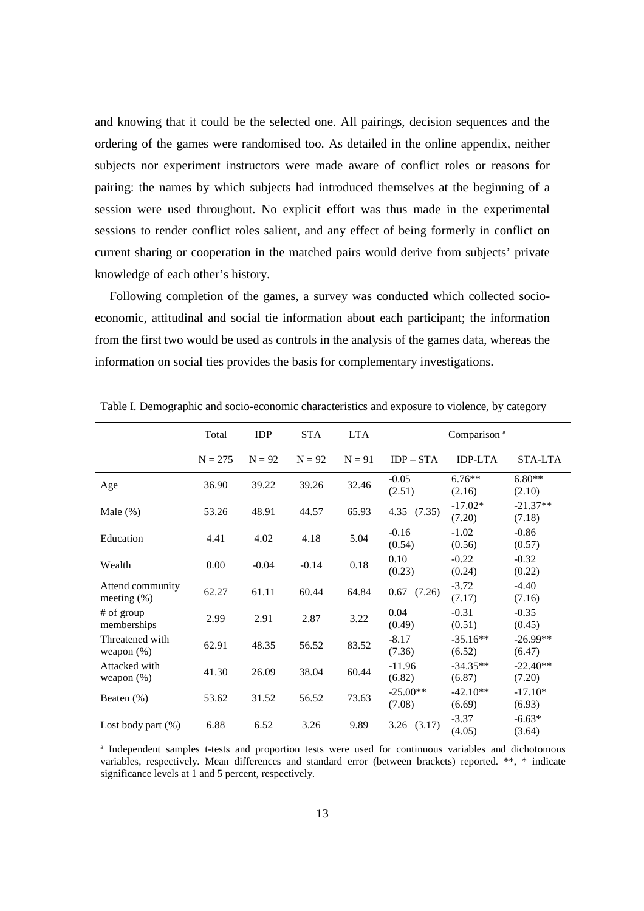and knowing that it could be the selected one. All pairings, decision sequences and the ordering of the games were randomised too. As detailed in the online appendix, neither subjects nor experiment instructors were made aware of conflict roles or reasons for pairing: the names by which subjects had introduced themselves at the beginning of a session were used throughout. No explicit effort was thus made in the experimental sessions to render conflict roles salient, and any effect of being formerly in conflict on current sharing or cooperation in the matched pairs would derive from subjects' private knowledge of each other's history.

Following completion of the games, a survey was conducted which collected socio-economic, attitudinal and social tie information about each participant; the information from the first two would be used as controls in the analysis of the games data, whereas the information on social ties provides the basis for complementary investigations.

Table I. Demographic and socio-economic characteristics and exposure to violence, by category

| | Total | IDP | STA | LTA | Comparison [a] | | |
|---|---|---|---|---|---|---|---|
| | N = 275 | N = 92 | N = 92 | N = 91 | IDP – STA | IDP-LTA | STA-LTA |
| Age | 36.90 | 39.22 | 39.26 | 32.46 | -0.05 (2.51) | 6.76** (2.16) | 6.80** (2.10) |
| Male (%) | 53.26 | 48.91 | 44.57 | 65.93 | 4.35 (7.35) | -17.02* (7.20) | -21.37** (7.18) |
| Education | 4.41 | 4.02 | 4.18 | 5.04 | -0.16 (0.54) | -1.02 (0.56) | -0.86 (0.57) |
| Wealth | 0.00 | -0.04 | -0.14 | 0.18 | 0.10 (0.23) | -0.22 (0.24) | -0.32 (0.22) |
| Attend community meeting (%) | 62.27 | 61.11 | 60.44 | 64.84 | 0.67 (7.26) | -3.72 (7.17) | -4.40 (7.16) |
| # of group memberships | 2.99 | 2.91 | 2.87 | 3.22 | 0.04 (0.49) | -0.31 (0.51) | -0.35 (0.45) |
| Threatened with weapon (%) | 62.91 | 48.35 | 56.52 | 83.52 | -8.17 (7.36) | -35.16** (6.52) | -26.99** (6.47) |
| Attacked with weapon (%) | 41.30 | 26.09 | 38.04 | 60.44 | -11.96 (6.82) | -34.35** (6.87) | -22.40** (7.20) |
| Beaten (%) | 53.62 | 31.52 | 56.52 | 73.63 | -25.00** (7.08) | -42.10** (6.69) | -17.10* (6.93) |
| Lost body part (%) | 6.88 | 6.52 | 3.26 | 9.89 | 3.26 (3.17) | -3.37 (4.05) | -6.63* (3.64) |

[a] Independent samples t-tests and proportion tests were used for continuous variables and dichotomous variables, respectively. Mean differences and standard error (between brackets) reported. **, * indicate significance levels at 1 and 5 percent, respectively.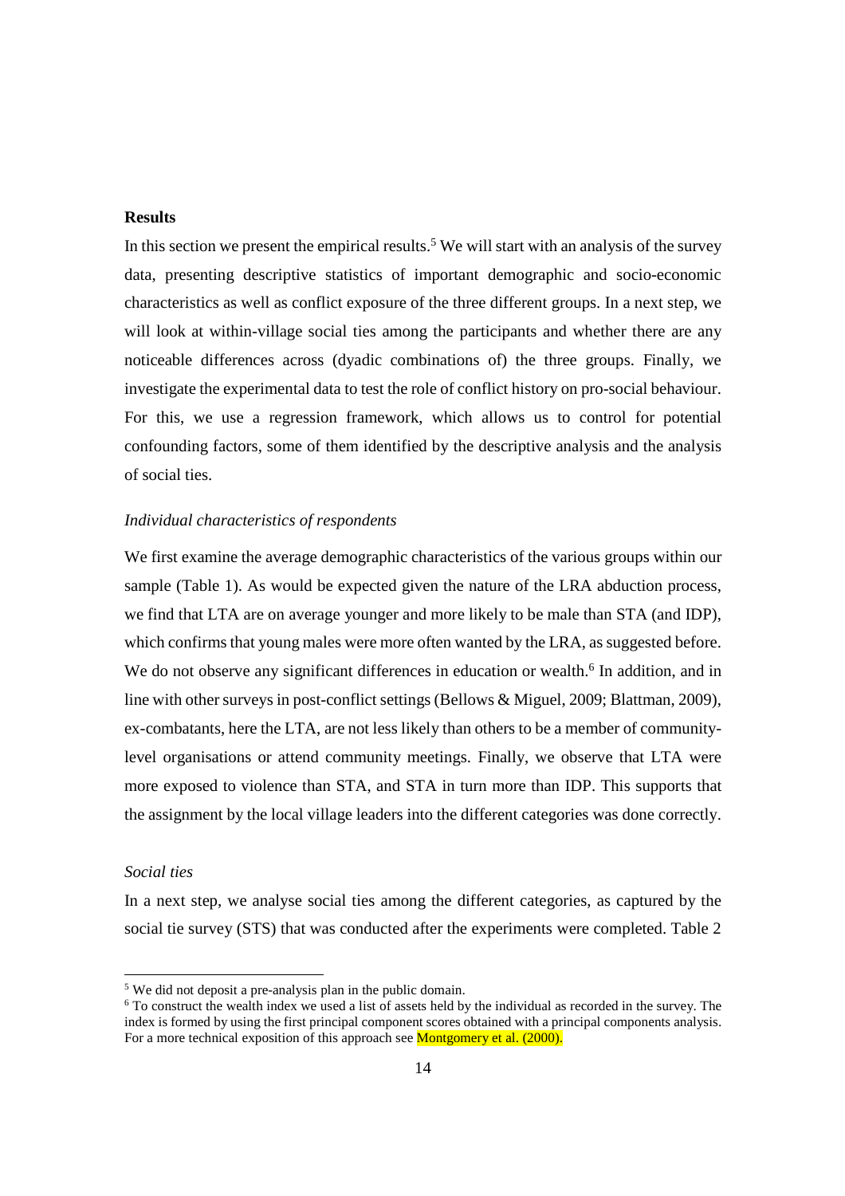**Results**

In this section we present the empirical results.[5] We will start with an analysis of the survey data, presenting descriptive statistics of important demographic and socio-economic characteristics as well as conflict exposure of the three different groups. In a next step, we will look at within-village social ties among the participants and whether there are any noticeable differences across (dyadic combinations of) the three groups. Finally, we investigate the experimental data to test the role of conflict history on pro-social behaviour. For this, we use a regression framework, which allows us to control for potential confounding factors, some of them identified by the descriptive analysis and the analysis of social ties.

*Individual characteristics of respondents*

We first examine the average demographic characteristics of the various groups within our sample (Table 1). As would be expected given the nature of the LRA abduction process, we find that LTA are on average younger and more likely to be male than STA (and IDP), which confirms that young males were more often wanted by the LRA, as suggested before. We do not observe any significant differences in education or wealth.[6] In addition, and in line with other surveys in post-conflict settings (Bellows & Miguel, 2009; Blattman, 2009), ex-combatants, here the LTA, are not less likely than others to be a member of community-level organisations or attend community meetings. Finally, we observe that LTA were more exposed to violence than STA, and STA in turn more than IDP. This supports that the assignment by the local village leaders into the different categories was done correctly.

*Social ties*

In a next step, we analyse social ties among the different categories, as captured by the social tie survey (STS) that was conducted after the experiments were completed. Table 2

---

[5] We did not deposit a pre-analysis plan in the public domain.

[6] To construct the wealth index we used a list of assets held by the individual as recorded in the survey. The index is formed by using the first principal component scores obtained with a principal components analysis. For a more technical exposition of this approach see Montgomery et al. (2000).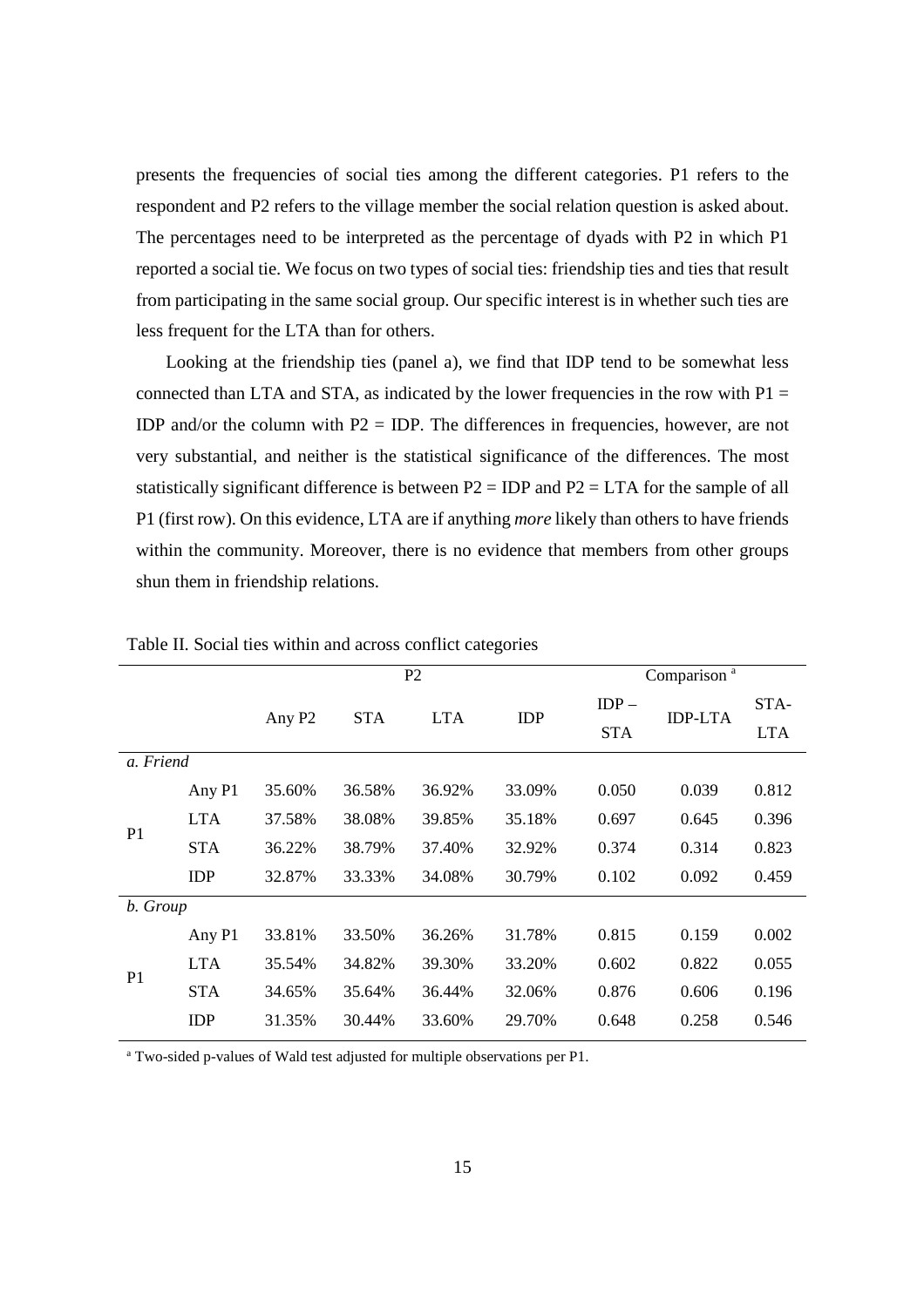presents the frequencies of social ties among the different categories. P1 refers to the respondent and P2 refers to the village member the social relation question is asked about. The percentages need to be interpreted as the percentage of dyads with P2 in which P1 reported a social tie. We focus on two types of social ties: friendship ties and ties that result from participating in the same social group. Our specific interest is in whether such ties are less frequent for the LTA than for others.

Looking at the friendship ties (panel a), we find that IDP tend to be somewhat less connected than LTA and STA, as indicated by the lower frequencies in the row with P1 = IDP and/or the column with P2 = IDP. The differences in frequencies, however, are not very substantial, and neither is the statistical significance of the differences. The most statistically significant difference is between P2 = IDP and P2 = LTA for the sample of all P1 (first row). On this evidence, LTA are if anything *more* likely than others to have friends within the community. Moreover, there is no evidence that members from other groups shun them in friendship relations.

Table II. Social ties within and across conflict categories

| | | P2 | | | | Comparison [a] | | |
|---|---|---|---|---|---|---|---|---|
| | | Any P2 | STA | LTA | IDP | IDP – STA | IDP-LTA | STA-LTA |
| *a. Friend* | | | | | | | | |
| P1 | Any P1 | 35.60% | 36.58% | 36.92% | 33.09% | 0.050 | 0.039 | 0.812 |
| | LTA | 37.58% | 38.08% | 39.85% | 35.18% | 0.697 | 0.645 | 0.396 |
| | STA | 36.22% | 38.79% | 37.40% | 32.92% | 0.374 | 0.314 | 0.823 |
| | IDP | 32.87% | 33.33% | 34.08% | 30.79% | 0.102 | 0.092 | 0.459 |
| *b. Group* | | | | | | | | |
| P1 | Any P1 | 33.81% | 33.50% | 36.26% | 31.78% | 0.815 | 0.159 | 0.002 |
| | LTA | 35.54% | 34.82% | 39.30% | 33.20% | 0.602 | 0.822 | 0.055 |
| | STA | 34.65% | 35.64% | 36.44% | 32.06% | 0.876 | 0.606 | 0.196 |
| | IDP | 31.35% | 30.44% | 33.60% | 29.70% | 0.648 | 0.258 | 0.546 |

[a] Two-sided p-values of Wald test adjusted for multiple observations per P1.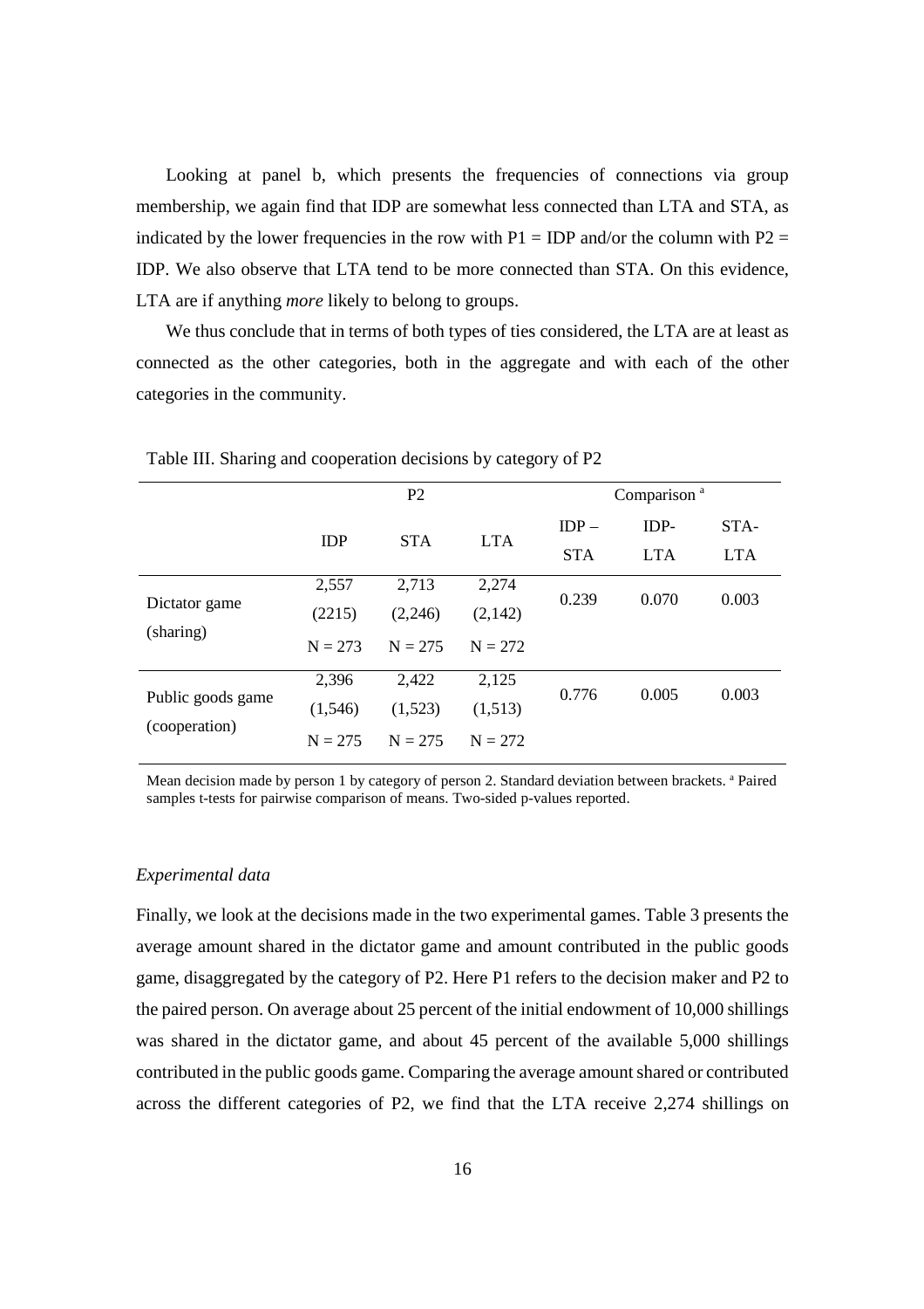Looking at panel b, which presents the frequencies of connections via group membership, we again find that IDP are somewhat less connected than LTA and STA, as indicated by the lower frequencies in the row with P1 = IDP and/or the column with P2 = IDP. We also observe that LTA tend to be more connected than STA. On this evidence, LTA are if anything *more* likely to belong to groups.

We thus conclude that in terms of both types of ties considered, the LTA are at least as connected as the other categories, both in the aggregate and with each of the other categories in the community.

Table III. Sharing and cooperation decisions by category of P2

| | P2 | | | Comparison [a] | | |
|---|---|---|---|---|---|---|
| | IDP | STA | LTA | IDP – STA | IDP- LTA | STA- LTA |
| Dictator game (sharing) | 2,557<br>(2215)<br>N = 273 | 2,713<br>(2,246)<br>N = 275 | 2,274<br>(2,142)<br>N = 272 | 0.239 | 0.070 | 0.003 |
| Public goods game (cooperation) | 2,396<br>(1,546)<br>N = 275 | 2,422<br>(1,523)<br>N = 275 | 2,125<br>(1,513)<br>N = 272 | 0.776 | 0.005 | 0.003 |

Mean decision made by person 1 by category of person 2. Standard deviation between brackets. [a] Paired samples t-tests for pairwise comparison of means. Two-sided p-values reported.

*Experimental data*

Finally, we look at the decisions made in the two experimental games. Table 3 presents the average amount shared in the dictator game and amount contributed in the public goods game, disaggregated by the category of P2. Here P1 refers to the decision maker and P2 to the paired person. On average about 25 percent of the initial endowment of 10,000 shillings was shared in the dictator game, and about 45 percent of the available 5,000 shillings contributed in the public goods game. Comparing the average amount shared or contributed across the different categories of P2, we find that the LTA receive 2,274 shillings on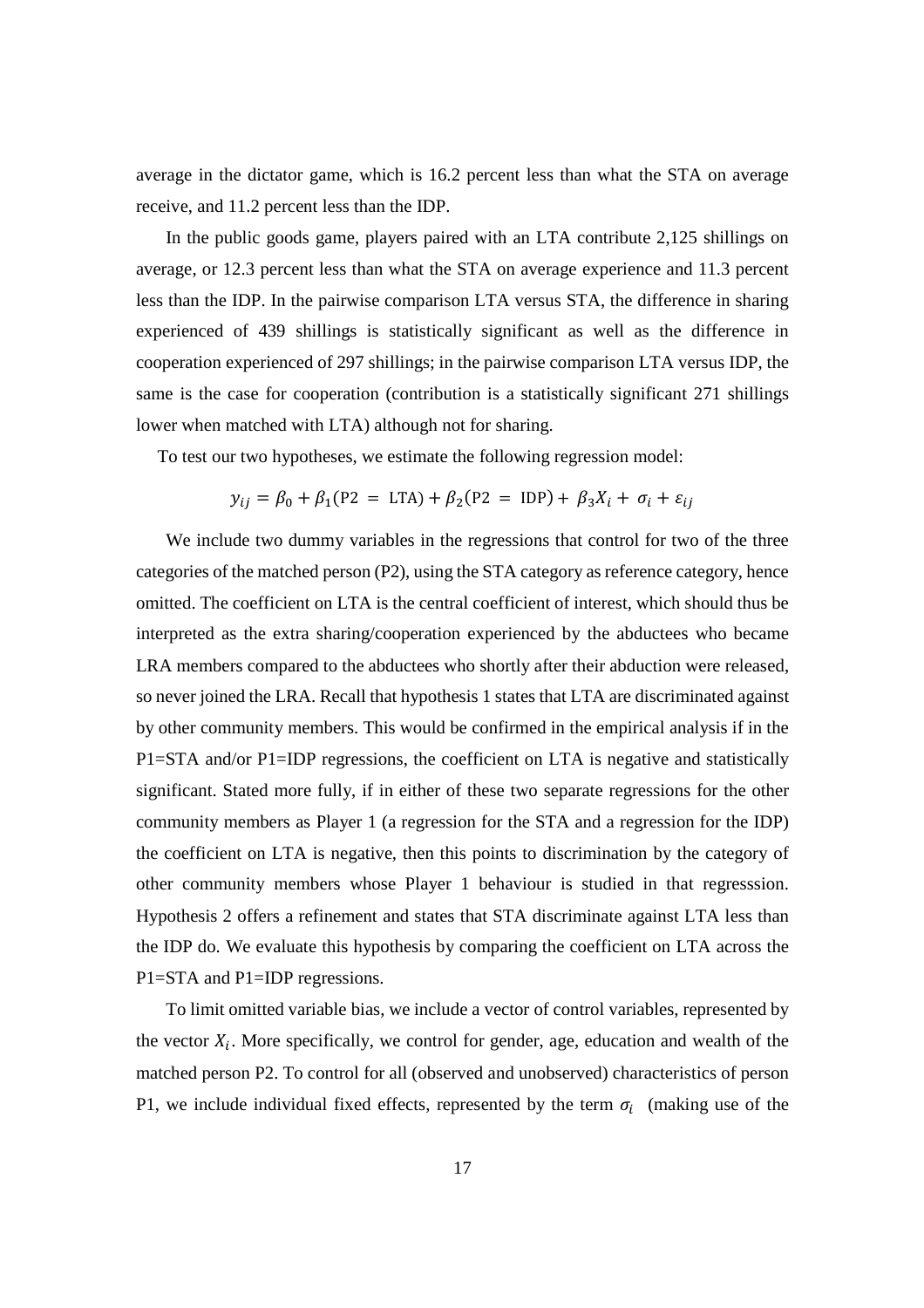average in the dictator game, which is 16.2 percent less than what the STA on average receive, and 11.2 percent less than the IDP.

In the public goods game, players paired with an LTA contribute 2,125 shillings on average, or 12.3 percent less than what the STA on average experience and 11.3 percent less than the IDP. In the pairwise comparison LTA versus STA, the difference in sharing experienced of 439 shillings is statistically significant as well as the difference in cooperation experienced of 297 shillings; in the pairwise comparison LTA versus IDP, the same is the case for cooperation (contribution is a statistically significant 271 shillings lower when matched with LTA) although not for sharing.

To test our two hypotheses, we estimate the following regression model:

$$y_{ij} = \beta_0 + \beta_1(\text{P2} = \text{LTA}) + \beta_2(\text{P2} = \text{IDP}) + \beta_3 X_i + \sigma_i + \varepsilon_{ij}$$

We include two dummy variables in the regressions that control for two of the three categories of the matched person (P2), using the STA category as reference category, hence omitted. The coefficient on LTA is the central coefficient of interest, which should thus be interpreted as the extra sharing/cooperation experienced by the abductees who became LRA members compared to the abductees who shortly after their abduction were released, so never joined the LRA. Recall that hypothesis 1 states that LTA are discriminated against by other community members. This would be confirmed in the empirical analysis if in the P1=STA and/or P1=IDP regressions, the coefficient on LTA is negative and statistically significant. Stated more fully, if in either of these two separate regressions for the other community members as Player 1 (a regression for the STA and a regression for the IDP) the coefficient on LTA is negative, then this points to discrimination by the category of other community members whose Player 1 behaviour is studied in that regresssion. Hypothesis 2 offers a refinement and states that STA discriminate against LTA less than the IDP do. We evaluate this hypothesis by comparing the coefficient on LTA across the P1=STA and P1=IDP regressions.

To limit omitted variable bias, we include a vector of control variables, represented by the vector $X_i$. More specifically, we control for gender, age, education and wealth of the matched person P2. To control for all (observed and unobserved) characteristics of person P1, we include individual fixed effects, represented by the term $\sigma_i$ (making use of the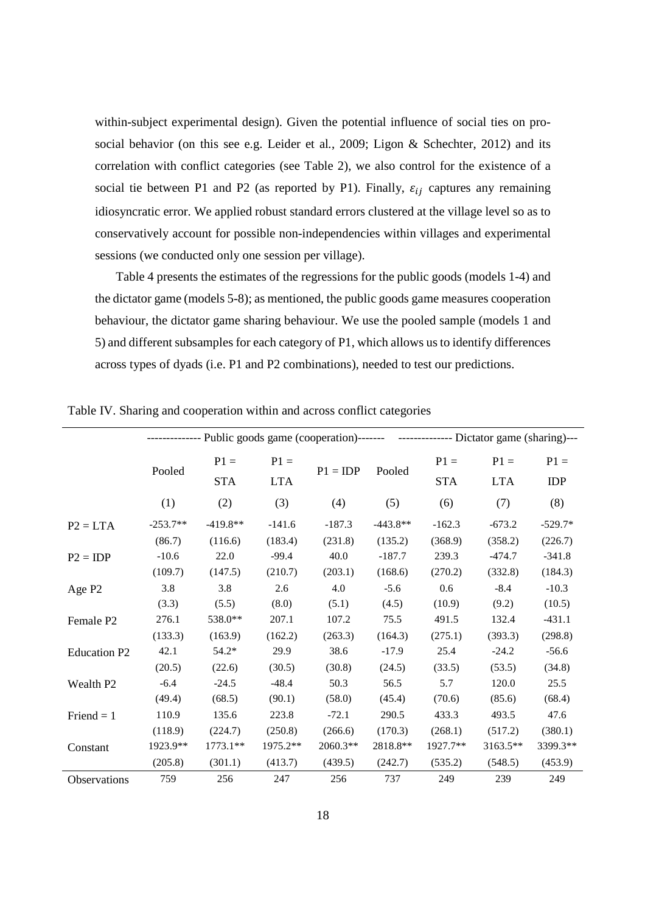within-subject experimental design). Given the potential influence of social ties on pro-social behavior (on this see e.g. Leider et al., 2009; Ligon & Schechter, 2012) and its correlation with conflict categories (see Table 2), we also control for the existence of a social tie between P1 and P2 (as reported by P1). Finally, $\varepsilon_{ij}$ captures any remaining idiosyncratic error. We applied robust standard errors clustered at the village level so as to conservatively account for possible non-independencies within villages and experimental sessions (we conducted only one session per village).

Table 4 presents the estimates of the regressions for the public goods (models 1-4) and the dictator game (models 5-8); as mentioned, the public goods game measures cooperation behaviour, the dictator game sharing behaviour. We use the pooled sample (models 1 and 5) and different subsamples for each category of P1, which allows us to identify differences across types of dyads (i.e. P1 and P2 combinations), needed to test our predictions.

Table IV. Sharing and cooperation within and across conflict categories

| | Public goods game (cooperation) | | | | Dictator game (sharing) | | | |
|---|---|---|---|---|---|---|---|---|
| | Pooled | P1 = STA | P1 = LTA | P1 = IDP | Pooled | P1 = STA | P1 = LTA | P1 = IDP |
| | (1) | (2) | (3) | (4) | (5) | (6) | (7) | (8) |
| P2 = LTA | -253.7** | -419.8** | -141.6 | -187.3 | -443.8** | -162.3 | -673.2 | -529.7* |
| | (86.7) | (116.6) | (183.4) | (231.8) | (135.2) | (368.9) | (358.2) | (226.7) |
| P2 = IDP | -10.6 | 22.0 | -99.4 | 40.0 | -187.7 | 239.3 | -474.7 | -341.8 |
| | (109.7) | (147.5) | (210.7) | (203.1) | (168.6) | (270.2) | (332.8) | (184.3) |
| Age P2 | 3.8 | 3.8 | 2.6 | 4.0 | -5.6 | 0.6 | -8.4 | -10.3 |
| | (3.3) | (5.5) | (8.0) | (5.1) | (4.5) | (10.9) | (9.2) | (10.5) |
| Female P2 | 276.1 | 538.0** | 207.1 | 107.2 | 75.5 | 491.5 | 132.4 | -431.1 |
| | (133.3) | (163.9) | (162.2) | (263.3) | (164.3) | (275.1) | (393.3) | (298.8) |
| Education P2 | 42.1 | 54.2* | 29.9 | 38.6 | -17.9 | 25.4 | -24.2 | -56.6 |
| | (20.5) | (22.6) | (30.5) | (30.8) | (24.5) | (33.5) | (53.5) | (34.8) |
| Wealth P2 | -6.4 | -24.5 | -48.4 | 50.3 | 56.5 | 5.7 | 120.0 | 25.5 |
| | (49.4) | (68.5) | (90.1) | (58.0) | (45.4) | (70.6) | (85.6) | (68.4) |
| Friend = 1 | 110.9 | 135.6 | 223.8 | -72.1 | 290.5 | 433.3 | 493.5 | 47.6 |
| | (118.9) | (224.7) | (250.8) | (266.6) | (170.3) | (268.1) | (517.2) | (380.1) |
| Constant | 1923.9** | 1773.1** | 1975.2** | 2060.3** | 2818.8** | 1927.7** | 3163.5** | 3399.3** |
| | (205.8) | (301.1) | (413.7) | (439.5) | (242.7) | (535.2) | (548.5) | (453.9) |
| Observations | 759 | 256 | 247 | 256 | 737 | 249 | 239 | 249 |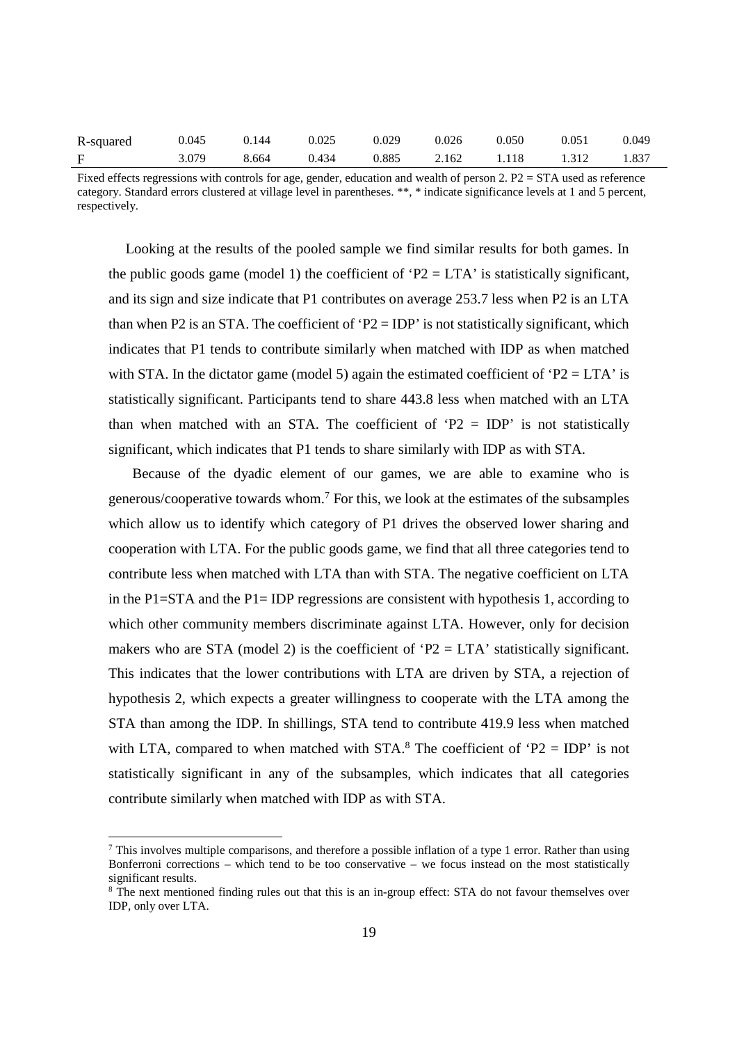| R-squared | 0.045 | 0.144 | 0.025 | 0.029 | 0.026 | 0.050 | 0.051 | 0.049 |
|---|---|---|---|---|---|---|---|---|
| F | 3.079 | 8.664 | 0.434 | 0.885 | 2.162 | 1.118 | 1.312 | 1.837 |

Fixed effects regressions with controls for age, gender, education and wealth of person 2. P2 = STA used as reference category. Standard errors clustered at village level in parentheses. **, * indicate significance levels at 1 and 5 percent, respectively.

Looking at the results of the pooled sample we find similar results for both games. In the public goods game (model 1) the coefficient of 'P2 = LTA' is statistically significant, and its sign and size indicate that P1 contributes on average 253.7 less when P2 is an LTA than when P2 is an STA. The coefficient of 'P2 = IDP' is not statistically significant, which indicates that P1 tends to contribute similarly when matched with IDP as when matched with STA. In the dictator game (model 5) again the estimated coefficient of 'P2 = LTA' is statistically significant. Participants tend to share 443.8 less when matched with an LTA than when matched with an STA. The coefficient of 'P2 = IDP' is not statistically significant, which indicates that P1 tends to share similarly with IDP as with STA.

Because of the dyadic element of our games, we are able to examine who is generous/cooperative towards whom.[7] For this, we look at the estimates of the subsamples which allow us to identify which category of P1 drives the observed lower sharing and cooperation with LTA. For the public goods game, we find that all three categories tend to contribute less when matched with LTA than with STA. The negative coefficient on LTA in the P1=STA and the P1= IDP regressions are consistent with hypothesis 1, according to which other community members discriminate against LTA. However, only for decision makers who are STA (model 2) is the coefficient of 'P2 = LTA' statistically significant. This indicates that the lower contributions with LTA are driven by STA, a rejection of hypothesis 2, which expects a greater willingness to cooperate with the LTA among the STA than among the IDP. In shillings, STA tend to contribute 419.9 less when matched with LTA, compared to when matched with STA.[8] The coefficient of 'P2 = IDP' is not statistically significant in any of the subsamples, which indicates that all categories contribute similarly when matched with IDP as with STA.

[7] This involves multiple comparisons, and therefore a possible inflation of a type 1 error. Rather than using Bonferroni corrections – which tend to be too conservative – we focus instead on the most statistically significant results.

[8] The next mentioned finding rules out that this is an in-group effect: STA do not favour themselves over IDP, only over LTA.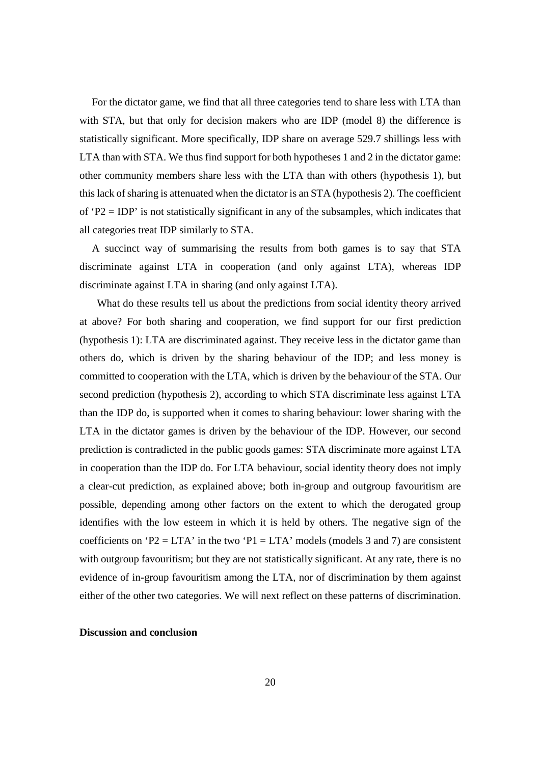For the dictator game, we find that all three categories tend to share less with LTA than with STA, but that only for decision makers who are IDP (model 8) the difference is statistically significant. More specifically, IDP share on average 529.7 shillings less with LTA than with STA. We thus find support for both hypotheses 1 and 2 in the dictator game: other community members share less with the LTA than with others (hypothesis 1), but this lack of sharing is attenuated when the dictator is an STA (hypothesis 2). The coefficient of 'P2 = IDP' is not statistically significant in any of the subsamples, which indicates that all categories treat IDP similarly to STA.

A succinct way of summarising the results from both games is to say that STA discriminate against LTA in cooperation (and only against LTA), whereas IDP discriminate against LTA in sharing (and only against LTA).

What do these results tell us about the predictions from social identity theory arrived at above? For both sharing and cooperation, we find support for our first prediction (hypothesis 1): LTA are discriminated against. They receive less in the dictator game than others do, which is driven by the sharing behaviour of the IDP; and less money is committed to cooperation with the LTA, which is driven by the behaviour of the STA. Our second prediction (hypothesis 2), according to which STA discriminate less against LTA than the IDP do, is supported when it comes to sharing behaviour: lower sharing with the LTA in the dictator games is driven by the behaviour of the IDP. However, our second prediction is contradicted in the public goods games: STA discriminate more against LTA in cooperation than the IDP do. For LTA behaviour, social identity theory does not imply a clear-cut prediction, as explained above; both in-group and outgroup favouritism are possible, depending among other factors on the extent to which the derogated group identifies with the low esteem in which it is held by others. The negative sign of the coefficients on 'P2 = LTA' in the two 'P1 = LTA' models (models 3 and 7) are consistent with outgroup favouritism; but they are not statistically significant. At any rate, there is no evidence of in-group favouritism among the LTA, nor of discrimination by them against either of the other two categories. We will next reflect on these patterns of discrimination.

**Discussion and conclusion**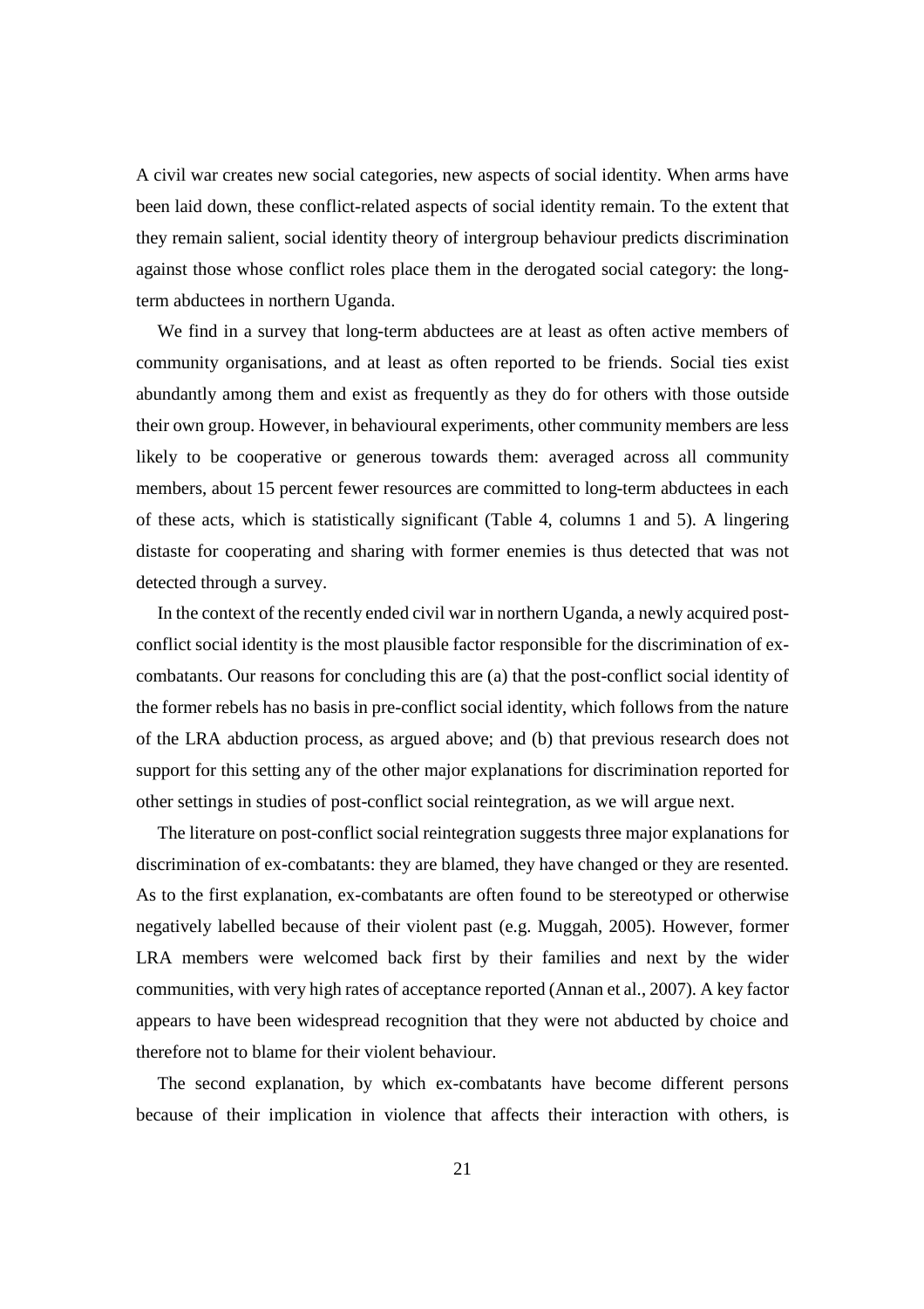A civil war creates new social categories, new aspects of social identity. When arms have been laid down, these conflict-related aspects of social identity remain. To the extent that they remain salient, social identity theory of intergroup behaviour predicts discrimination against those whose conflict roles place them in the derogated social category: the long-term abductees in northern Uganda.

We find in a survey that long-term abductees are at least as often active members of community organisations, and at least as often reported to be friends. Social ties exist abundantly among them and exist as frequently as they do for others with those outside their own group. However, in behavioural experiments, other community members are less likely to be cooperative or generous towards them: averaged across all community members, about 15 percent fewer resources are committed to long-term abductees in each of these acts, which is statistically significant (Table 4, columns 1 and 5). A lingering distaste for cooperating and sharing with former enemies is thus detected that was not detected through a survey.

In the context of the recently ended civil war in northern Uganda, a newly acquired post-conflict social identity is the most plausible factor responsible for the discrimination of ex-combatants. Our reasons for concluding this are (a) that the post-conflict social identity of the former rebels has no basis in pre-conflict social identity, which follows from the nature of the LRA abduction process, as argued above; and (b) that previous research does not support for this setting any of the other major explanations for discrimination reported for other settings in studies of post-conflict social reintegration, as we will argue next.

The literature on post-conflict social reintegration suggests three major explanations for discrimination of ex-combatants: they are blamed, they have changed or they are resented. As to the first explanation, ex-combatants are often found to be stereotyped or otherwise negatively labelled because of their violent past (e.g. Muggah, 2005). However, former LRA members were welcomed back first by their families and next by the wider communities, with very high rates of acceptance reported (Annan et al., 2007). A key factor appears to have been widespread recognition that they were not abducted by choice and therefore not to blame for their violent behaviour.

The second explanation, by which ex-combatants have become different persons because of their implication in violence that affects their interaction with others, is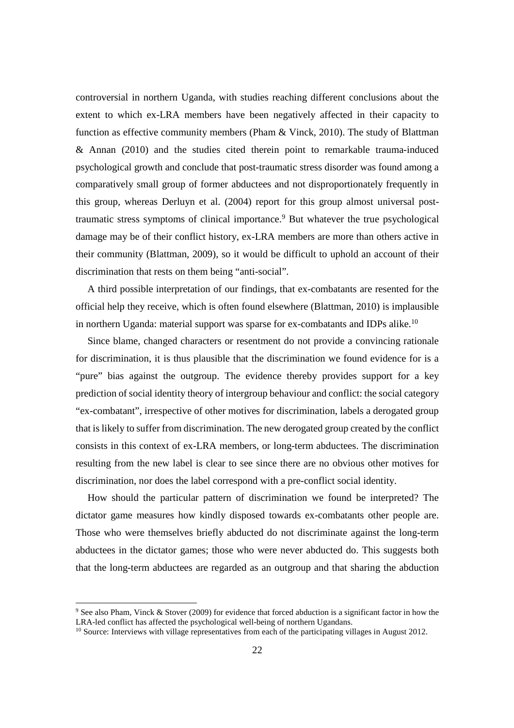controversial in northern Uganda, with studies reaching different conclusions about the extent to which ex-LRA members have been negatively affected in their capacity to function as effective community members (Pham & Vinck, 2010). The study of Blattman & Annan (2010) and the studies cited therein point to remarkable trauma-induced psychological growth and conclude that post-traumatic stress disorder was found among a comparatively small group of former abductees and not disproportionately frequently in this group, whereas Derluyn et al. (2004) report for this group almost universal post-traumatic stress symptoms of clinical importance.[9] But whatever the true psychological damage may be of their conflict history, ex-LRA members are more than others active in their community (Blattman, 2009), so it would be difficult to uphold an account of their discrimination that rests on them being "anti-social".

A third possible interpretation of our findings, that ex-combatants are resented for the official help they receive, which is often found elsewhere (Blattman, 2010) is implausible in northern Uganda: material support was sparse for ex-combatants and IDPs alike.[10]

Since blame, changed characters or resentment do not provide a convincing rationale for discrimination, it is thus plausible that the discrimination we found evidence for is a "pure" bias against the outgroup. The evidence thereby provides support for a key prediction of social identity theory of intergroup behaviour and conflict: the social category "ex-combatant", irrespective of other motives for discrimination, labels a derogated group that is likely to suffer from discrimination. The new derogated group created by the conflict consists in this context of ex-LRA members, or long-term abductees. The discrimination resulting from the new label is clear to see since there are no obvious other motives for discrimination, nor does the label correspond with a pre-conflict social identity.

How should the particular pattern of discrimination we found be interpreted? The dictator game measures how kindly disposed towards ex-combatants other people are. Those who were themselves briefly abducted do not discriminate against the long-term abductees in the dictator games; those who were never abducted do. This suggests both that the long-term abductees are regarded as an outgroup and that sharing the abduction

[9] See also Pham, Vinck & Stover (2009) for evidence that forced abduction is a significant factor in how the LRA-led conflict has affected the psychological well-being of northern Ugandans.

[10] Source: Interviews with village representatives from each of the participating villages in August 2012.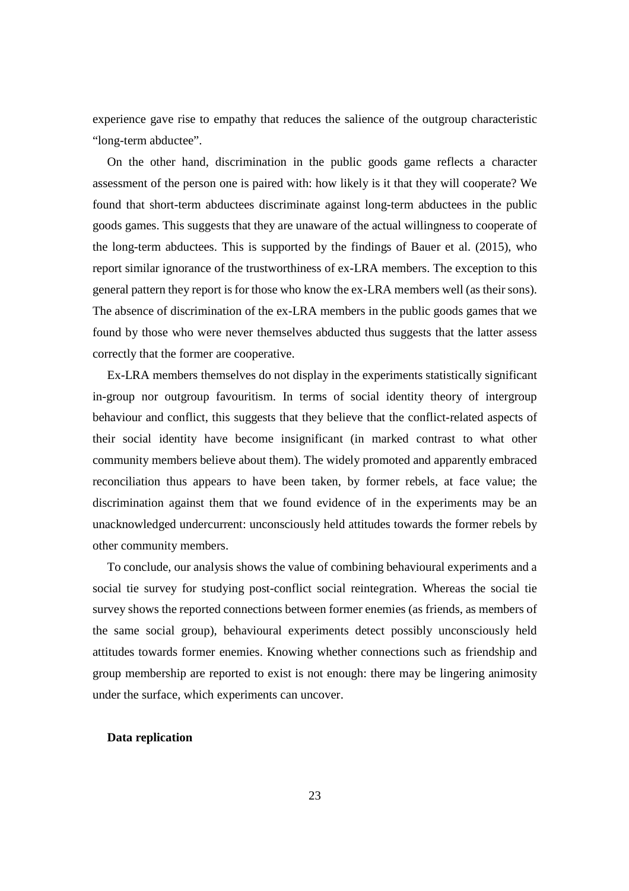experience gave rise to empathy that reduces the salience of the outgroup characteristic "long-term abductee".

On the other hand, discrimination in the public goods game reflects a character assessment of the person one is paired with: how likely is it that they will cooperate? We found that short-term abductees discriminate against long-term abductees in the public goods games. This suggests that they are unaware of the actual willingness to cooperate of the long-term abductees. This is supported by the findings of Bauer et al. (2015), who report similar ignorance of the trustworthiness of ex-LRA members. The exception to this general pattern they report is for those who know the ex-LRA members well (as their sons). The absence of discrimination of the ex-LRA members in the public goods games that we found by those who were never themselves abducted thus suggests that the latter assess correctly that the former are cooperative.

Ex-LRA members themselves do not display in the experiments statistically significant in-group nor outgroup favouritism. In terms of social identity theory of intergroup behaviour and conflict, this suggests that they believe that the conflict-related aspects of their social identity have become insignificant (in marked contrast to what other community members believe about them). The widely promoted and apparently embraced reconciliation thus appears to have been taken, by former rebels, at face value; the discrimination against them that we found evidence of in the experiments may be an unacknowledged undercurrent: unconsciously held attitudes towards the former rebels by other community members.

To conclude, our analysis shows the value of combining behavioural experiments and a social tie survey for studying post-conflict social reintegration. Whereas the social tie survey shows the reported connections between former enemies (as friends, as members of the same social group), behavioural experiments detect possibly unconsciously held attitudes towards former enemies. Knowing whether connections such as friendship and group membership are reported to exist is not enough: there may be lingering animosity under the surface, which experiments can uncover.

**Data replication**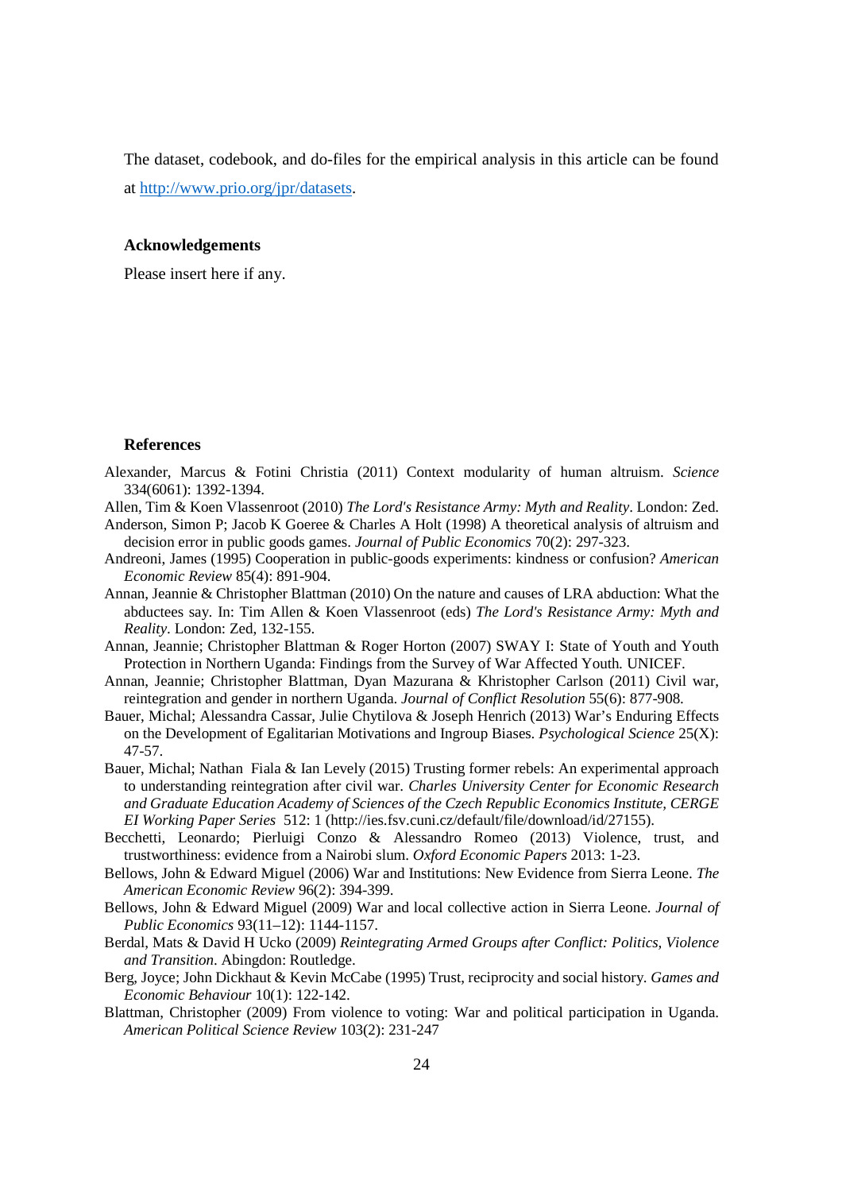The dataset, codebook, and do-files for the empirical analysis in this article can be found at http://www.prio.org/jpr/datasets.

**Acknowledgements**

Please insert here if any.

**References**

Alexander, Marcus & Fotini Christia (2011) Context modularity of human altruism. *Science* 334(6061): 1392-1394.

Allen, Tim & Koen Vlassenroot (2010) *The Lord's Resistance Army: Myth and Reality*. London: Zed.

Anderson, Simon P; Jacob K Goeree & Charles A Holt (1998) A theoretical analysis of altruism and decision error in public goods games. *Journal of Public Economics* 70(2): 297-323.

Andreoni, James (1995) Cooperation in public-goods experiments: kindness or confusion? *American Economic Review* 85(4): 891-904.

Annan, Jeannie & Christopher Blattman (2010) On the nature and causes of LRA abduction: What the abductees say. In: Tim Allen & Koen Vlassenroot (eds) *The Lord's Resistance Army: Myth and Reality*. London: Zed, 132-155.

Annan, Jeannie; Christopher Blattman & Roger Horton (2007) SWAY I: State of Youth and Youth Protection in Northern Uganda: Findings from the Survey of War Affected Youth. UNICEF.

Annan, Jeannie; Christopher Blattman, Dyan Mazurana & Khristopher Carlson (2011) Civil war, reintegration and gender in northern Uganda. *Journal of Conflict Resolution* 55(6): 877-908.

Bauer, Michal; Alessandra Cassar, Julie Chytilova & Joseph Henrich (2013) War's Enduring Effects on the Development of Egalitarian Motivations and Ingroup Biases. *Psychological Science* 25(X): 47-57.

Bauer, Michal; Nathan Fiala & Ian Levely (2015) Trusting former rebels: An experimental approach to understanding reintegration after civil war. *Charles University Center for Economic Research and Graduate Education Academy of Sciences of the Czech Republic Economics Institute, CERGE EI Working Paper Series* 512: 1 (http://ies.fsv.cuni.cz/default/file/download/id/27155).

Becchetti, Leonardo; Pierluigi Conzo & Alessandro Romeo (2013) Violence, trust, and trustworthiness: evidence from a Nairobi slum. *Oxford Economic Papers* 2013: 1-23.

Bellows, John & Edward Miguel (2006) War and Institutions: New Evidence from Sierra Leone. *The American Economic Review* 96(2): 394-399.

Bellows, John & Edward Miguel (2009) War and local collective action in Sierra Leone. *Journal of Public Economics* 93(11–12): 1144-1157.

Berdal, Mats & David H Ucko (2009) *Reintegrating Armed Groups after Conflict: Politics, Violence and Transition*. Abingdon: Routledge.

Berg, Joyce; John Dickhaut & Kevin McCabe (1995) Trust, reciprocity and social history. *Games and Economic Behaviour* 10(1): 122-142.

Blattman, Christopher (2009) From violence to voting: War and political participation in Uganda. *American Political Science Review* 103(2): 231-247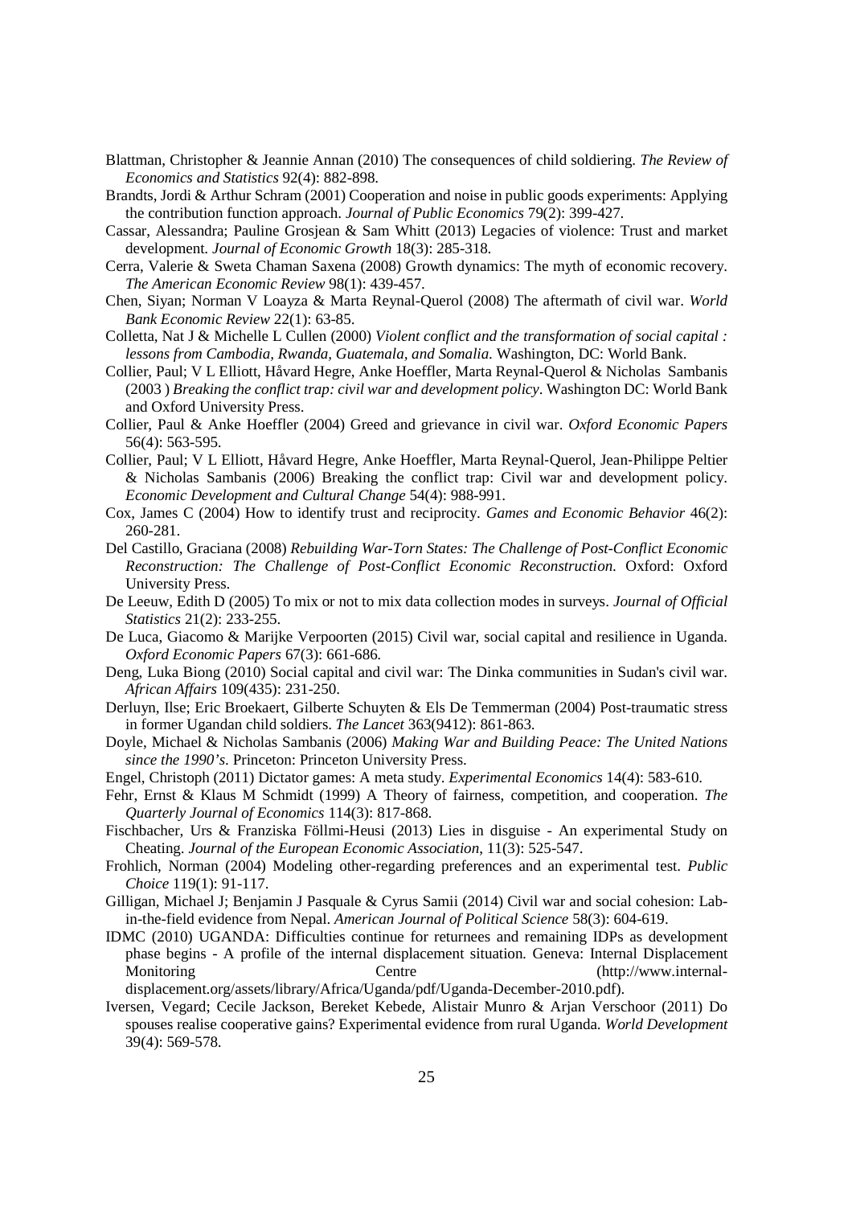Blattman, Christopher & Jeannie Annan (2010) The consequences of child soldiering. *The Review of Economics and Statistics* 92(4): 882-898.

Brandts, Jordi & Arthur Schram (2001) Cooperation and noise in public goods experiments: Applying the contribution function approach. *Journal of Public Economics* 79(2): 399-427.

Cassar, Alessandra; Pauline Grosjean & Sam Whitt (2013) Legacies of violence: Trust and market development. *Journal of Economic Growth* 18(3): 285-318.

Cerra, Valerie & Sweta Chaman Saxena (2008) Growth dynamics: The myth of economic recovery. *The American Economic Review* 98(1): 439-457.

Chen, Siyan; Norman V Loayza & Marta Reynal-Querol (2008) The aftermath of civil war. *World Bank Economic Review* 22(1): 63-85.

Colletta, Nat J & Michelle L Cullen (2000) *Violent conflict and the transformation of social capital : lessons from Cambodia, Rwanda, Guatemala, and Somalia*. Washington, DC: World Bank.

Collier, Paul; V L Elliott, Håvard Hegre, Anke Hoeffler, Marta Reynal-Querol & Nicholas Sambanis (2003 ) *Breaking the conflict trap: civil war and development policy*. Washington DC: World Bank and Oxford University Press.

Collier, Paul & Anke Hoeffler (2004) Greed and grievance in civil war. *Oxford Economic Papers* 56(4): 563-595.

Collier, Paul; V L Elliott, Håvard Hegre, Anke Hoeffler, Marta Reynal‐Querol, Jean‐Philippe Peltier & Nicholas Sambanis (2006) Breaking the conflict trap: Civil war and development policy. *Economic Development and Cultural Change* 54(4): 988-991.

Cox, James C (2004) How to identify trust and reciprocity. *Games and Economic Behavior* 46(2): 260-281.

Del Castillo, Graciana (2008) *Rebuilding War-Torn States: The Challenge of Post-Conflict Economic Reconstruction: The Challenge of Post-Conflict Economic Reconstruction*. Oxford: Oxford University Press.

De Leeuw, Edith D (2005) To mix or not to mix data collection modes in surveys. *Journal of Official Statistics* 21(2): 233-255.

De Luca, Giacomo & Marijke Verpoorten (2015) Civil war, social capital and resilience in Uganda. *Oxford Economic Papers* 67(3): 661-686.

Deng, Luka Biong (2010) Social capital and civil war: The Dinka communities in Sudan's civil war. *African Affairs* 109(435): 231-250.

Derluyn, Ilse; Eric Broekaert, Gilberte Schuyten & Els De Temmerman (2004) Post-traumatic stress in former Ugandan child soldiers. *The Lancet* 363(9412): 861-863.

Doyle, Michael & Nicholas Sambanis (2006) *Making War and Building Peace: The United Nations since the 1990's*. Princeton: Princeton University Press.

Engel, Christoph (2011) Dictator games: A meta study. *Experimental Economics* 14(4): 583-610.

Fehr, Ernst & Klaus M Schmidt (1999) A Theory of fairness, competition, and cooperation. *The Quarterly Journal of Economics* 114(3): 817-868.

Fischbacher, Urs & Franziska Föllmi-Heusi (2013) Lies in disguise - An experimental Study on Cheating. *Journal of the European Economic Association*, 11(3): 525-547.

Frohlich, Norman (2004) Modeling other-regarding preferences and an experimental test. *Public Choice* 119(1): 91-117.

Gilligan, Michael J; Benjamin J Pasquale & Cyrus Samii (2014) Civil war and social cohesion: Lab-in-the-field evidence from Nepal. *American Journal of Political Science* 58(3): 604-619.

IDMC (2010) UGANDA: Difficulties continue for returnees and remaining IDPs as development phase begins - A profile of the internal displacement situation. Geneva: Internal Displacement Monitoring Centre (http://www.internal-displacement.org/assets/library/Africa/Uganda/pdf/Uganda-December-2010.pdf).

Iversen, Vegard; Cecile Jackson, Bereket Kebede, Alistair Munro & Arjan Verschoor (2011) Do spouses realise cooperative gains? Experimental evidence from rural Uganda. *World Development* 39(4): 569-578.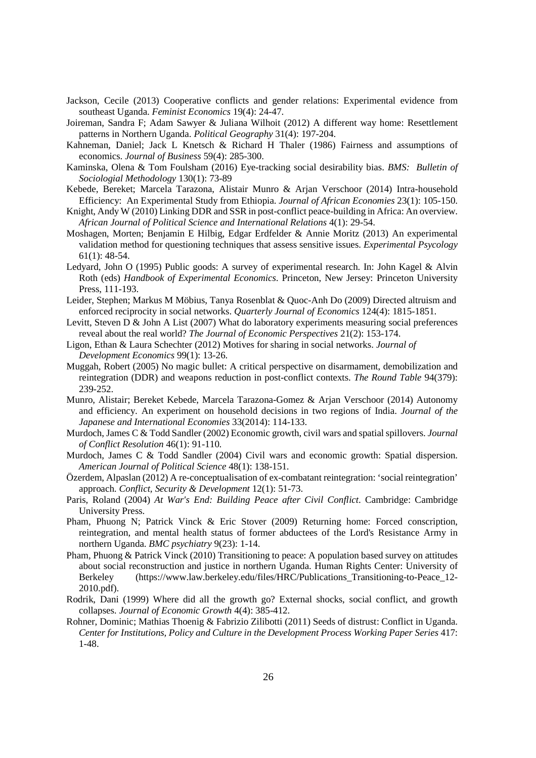Jackson, Cecile (2013) Cooperative conflicts and gender relations: Experimental evidence from southeast Uganda. *Feminist Economics* 19(4): 24-47.

Joireman, Sandra F; Adam Sawyer & Juliana Wilhoit (2012) A different way home: Resettlement patterns in Northern Uganda. *Political Geography* 31(4): 197-204.

Kahneman, Daniel; Jack L Knetsch & Richard H Thaler (1986) Fairness and assumptions of economics. *Journal of Business* 59(4): 285-300.

Kaminska, Olena & Tom Foulsham (2016) Eye-tracking social desirability bias. *BMS: Bulletin of Sociologial Methodology* 130(1): 73-89

Kebede, Bereket; Marcela Tarazona, Alistair Munro & Arjan Verschoor (2014) Intra-household Efficiency: An Experimental Study from Ethiopia. *Journal of African Economies* 23(1): 105-150.

Knight, Andy W (2010) Linking DDR and SSR in post-conflict peace-building in Africa: An overview. *African Journal of Political Science and International Relations* 4(1): 29-54.

Moshagen, Morten; Benjamin E Hilbig, Edgar Erdfelder & Annie Moritz (2013) An experimental validation method for questioning techniques that assess sensitive issues. *Experimental Psycology* 61(1): 48-54.

Ledyard, John O (1995) Public goods: A survey of experimental research. In: John Kagel & Alvin Roth (eds) *Handbook of Experimental Economics*. Princeton, New Jersey: Princeton University Press, 111-193.

Leider, Stephen; Markus M Möbius, Tanya Rosenblat & Quoc-Anh Do (2009) Directed altruism and enforced reciprocity in social networks. *Quarterly Journal of Economics* 124(4): 1815-1851.

Levitt, Steven D & John A List (2007) What do laboratory experiments measuring social preferences reveal about the real world? *The Journal of Economic Perspectives* 21(2): 153-174.

Ligon, Ethan & Laura Schechter (2012) Motives for sharing in social networks. *Journal of Development Economics* 99(1): 13-26.

Muggah, Robert (2005) No magic bullet: A critical perspective on disarmament, demobilization and reintegration (DDR) and weapons reduction in post-conflict contexts. *The Round Table* 94(379): 239-252.

Munro, Alistair; Bereket Kebede, Marcela Tarazona-Gomez & Arjan Verschoor (2014) Autonomy and efficiency. An experiment on household decisions in two regions of India. *Journal of the Japanese and International Economies* 33(2014): 114-133.

Murdoch, James C & Todd Sandler (2002) Economic growth, civil wars and spatial spillovers. *Journal of Conflict Resolution* 46(1): 91-110.

Murdoch, James C & Todd Sandler (2004) Civil wars and economic growth: Spatial dispersion. *American Journal of Political Science* 48(1): 138-151.

Özerdem, Alpaslan (2012) A re-conceptualisation of ex-combatant reintegration: 'social reintegration' approach. *Conflict, Security & Development* 12(1): 51-73.

Paris, Roland (2004) *At War's End: Building Peace after Civil Conflict*. Cambridge: Cambridge University Press.

Pham, Phuong N; Patrick Vinck & Eric Stover (2009) Returning home: Forced conscription, reintegration, and mental health status of former abductees of the Lord's Resistance Army in northern Uganda. *BMC psychiatry* 9(23): 1-14.

Pham, Phuong & Patrick Vinck (2010) Transitioning to peace: A population based survey on attitudes about social reconstruction and justice in northern Uganda. Human Rights Center: University of Berkeley (https://www.law.berkeley.edu/files/HRC/Publications_Transitioning-to-Peace_12-2010.pdf).

Rodrik, Dani (1999) Where did all the growth go? External shocks, social conflict, and growth collapses. *Journal of Economic Growth* 4(4): 385-412.

Rohner, Dominic; Mathias Thoenig & Fabrizio Zilibotti (2011) Seeds of distrust: Conflict in Uganda. *Center for Institutions, Policy and Culture in the Development Process Working Paper Series* 417: 1-48.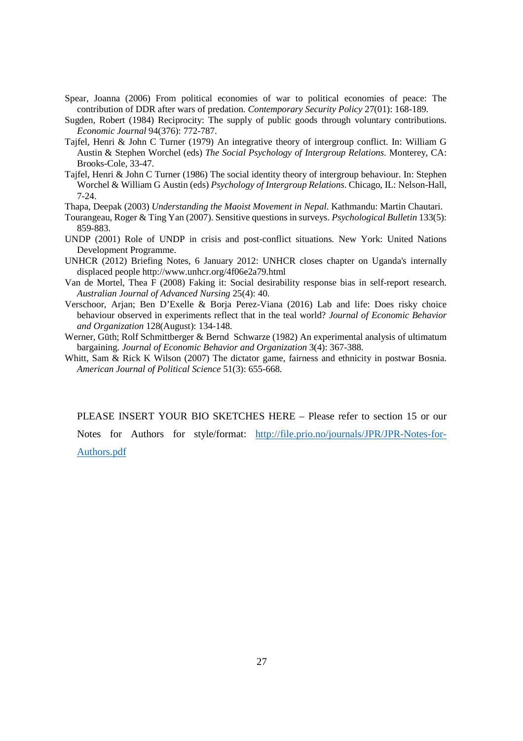Spear, Joanna (2006) From political economies of war to political economies of peace: The contribution of DDR after wars of predation. *Contemporary Security Policy* 27(01): 168-189.

Sugden, Robert (1984) Reciprocity: The supply of public goods through voluntary contributions. *Economic Journal* 94(376): 772-787.

Tajfel, Henri & John C Turner (1979) An integrative theory of intergroup conflict. In: William G Austin & Stephen Worchel (eds) *The Social Psychology of Intergroup Relations*. Monterey, CA: Brooks-Cole, 33-47.

Tajfel, Henri & John C Turner (1986) The social identity theory of intergroup behaviour. In: Stephen Worchel & William G Austin (eds) *Psychology of Intergroup Relations*. Chicago, IL: Nelson-Hall, 7-24.

Thapa, Deepak (2003) *Understanding the Maoist Movement in Nepal*. Kathmandu: Martin Chautari.

Tourangeau, Roger & Ting Yan (2007). Sensitive questions in surveys. *Psychological Bulletin* 133(5): 859-883.

UNDP (2001) Role of UNDP in crisis and post-conflict situations. New York: United Nations Development Programme.

UNHCR (2012) Briefing Notes, 6 January 2012: UNHCR closes chapter on Uganda's internally displaced people http://www.unhcr.org/4f06e2a79.html

Van de Mortel, Thea F (2008) Faking it: Social desirability response bias in self-report research. *Australian Journal of Advanced Nursing* 25(4): 40.

Verschoor, Arjan; Ben D'Exelle & Borja Perez-Viana (2016) Lab and life: Does risky choice behaviour observed in experiments reflect that in the teal world? *Journal of Economic Behavior and Organization* 128(August): 134-148.

Werner, Güth; Rolf Schmittberger & Bernd Schwarze (1982) An experimental analysis of ultimatum bargaining. *Journal of Economic Behavior and Organization* 3(4): 367-388.

Whitt, Sam & Rick K Wilson (2007) The dictator game, fairness and ethnicity in postwar Bosnia. *American Journal of Political Science* 51(3): 655-668.

PLEASE INSERT YOUR BIO SKETCHES HERE – Please refer to section 15 or our Notes for Authors for style/format: [http://file.prio.no/journals/JPR/JPR-Notes-for-Authors.pdf](http://file.prio.no/journals/JPR/JPR-Notes-for-Authors.pdf)